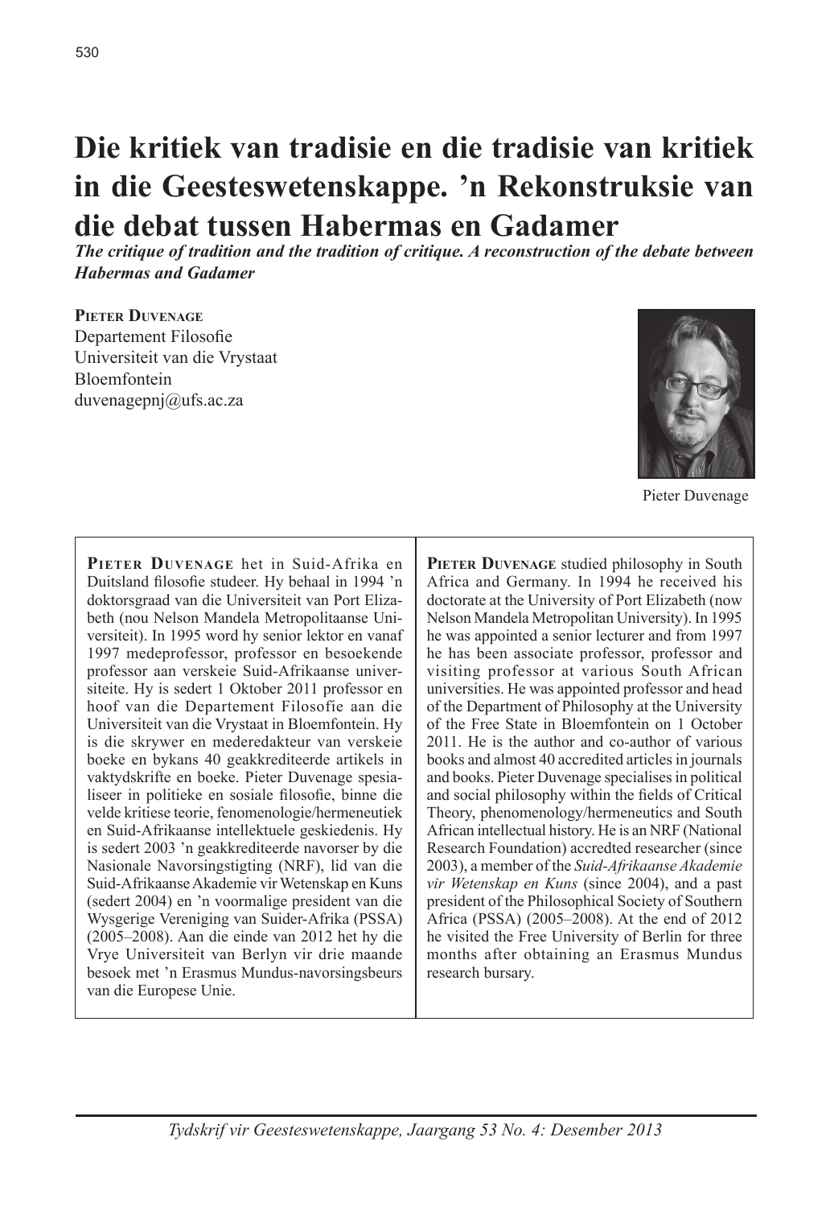# Die kritiek van tradisie en die tradisie van kritiek in die Geesteswetenskappe. 'n Rekonstruksie van die debat tussen Habermas en Gadamer

***The critique of tradition and the tradition of critique. A reconstruction of the debate between Habermas and Gadamer***

**Pieter Duvenage**
Departement Filosofie
Universiteit van die Vrystaat
Bloemfontein
duvenagepnj@ufs.ac.za

Pieter Duvenage

**Pieter Duvenage** het in Suid-Afrika en Duitsland filosofie studeer. Hy behaal in 1994 'n doktorsgraad van die Universiteit van Port Elizabeth (nou Nelson Mandela Metropolitaanse Universiteit). In 1995 word hy senior lektor en vanaf 1997 medeprofessor, professor en besoekende professor aan verskeie Suid-Afrikaanse universiteite. Hy is sedert 1 Oktober 2011 professor en hoof van die Departement Filosofie aan die Universiteit van die Vrystaat in Bloemfontein. Hy is die skrywer en mederedakteur van verskeie boeke en bykans 40 geakkrediteerde artikels in vaktydskrifte en boeke. Pieter Duvenage spesialiseer in politieke en sosiale filosofie, binne die velde kritiese teorie, fenomenologie/hermeneutiek en Suid-Afrikaanse intellektuele geskiedenis. Hy is sedert 2003 'n geakkrediteerde navorser by die Nasionale Navorsingstigting (NRF), lid van die Suid-Afrikaanse Akademie vir Wetenskap en Kuns (sedert 2004) en 'n voormalige president van die Wysgerige Vereniging van Suider-Afrika (PSSA) (2005–2008). Aan die einde van 2012 het hy die Vrye Universiteit van Berlyn vir drie maande besoek met 'n Erasmus Mundus-navorsingsbeurs van die Europese Unie.

**Pieter Duvenage** studied philosophy in South Africa and Germany. In 1994 he received his doctorate at the University of Port Elizabeth (now Nelson Mandela Metropolitan University). In 1995 he was appointed a senior lecturer and from 1997 he has been associate professor, professor and visiting professor at various South African universities. He was appointed professor and head of the Department of Philosophy at the University of the Free State in Bloemfontein on 1 October 2011. He is the author and co-author of various books and almost 40 accredited articles in journals and books. Pieter Duvenage specialises in political and social philosophy within the fields of Critical Theory, phenomenology/hermeneutics and South African intellectual history. He is an NRF (National Research Foundation) accredted researcher (since 2003), a member of the *Suid-Afrikaanse Akademie vir Wetenskap en Kuns* (since 2004), and a past president of the Philosophical Society of Southern Africa (PSSA) (2005–2008). At the end of 2012 he visited the Free University of Berlin for three months after obtaining an Erasmus Mundus research bursary.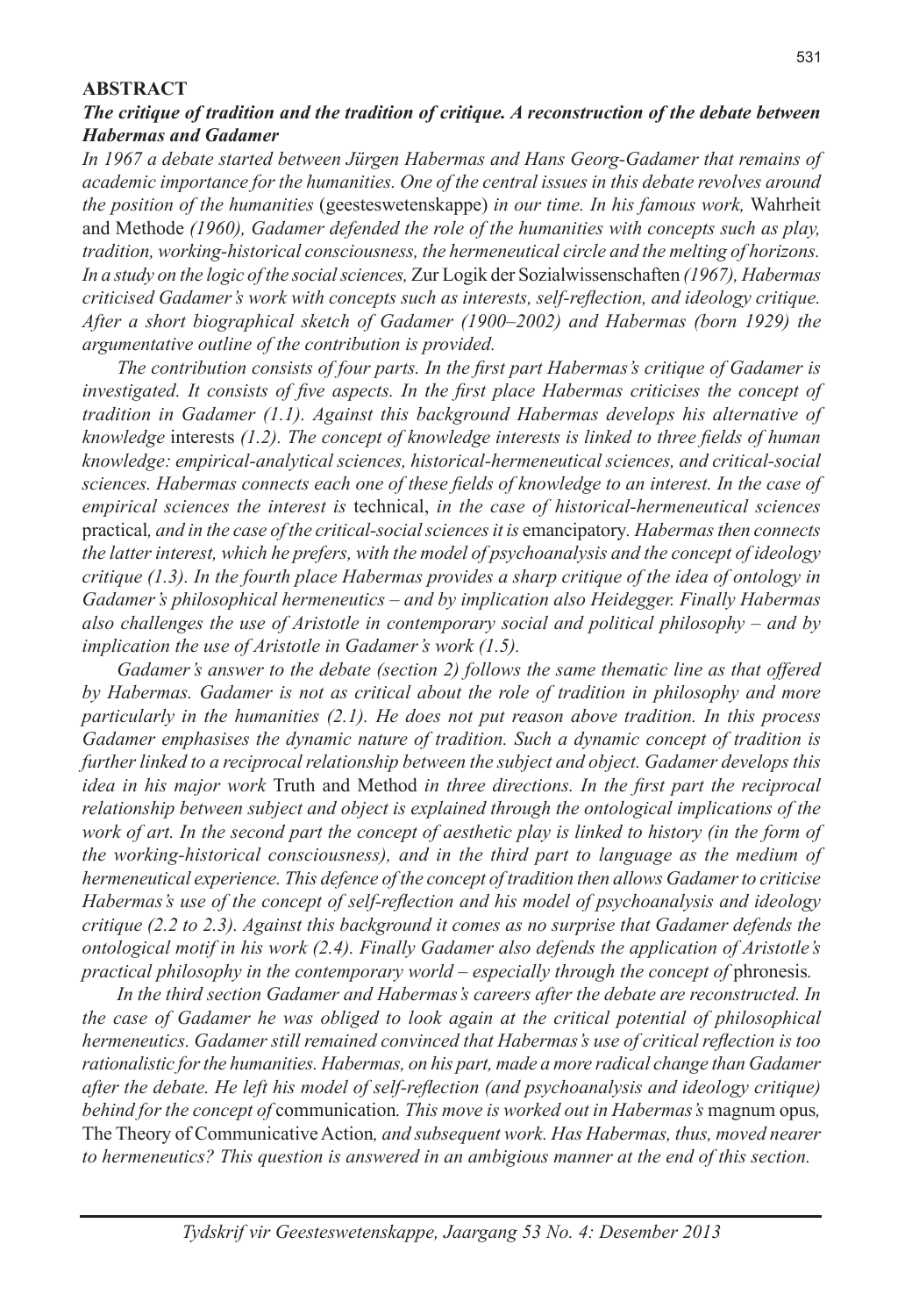**ABSTRACT**

***The critique of tradition and the tradition of critique. A reconstruction of the debate between Habermas and Gadamer***

*In 1967 a debate started between Jürgen Habermas and Hans Georg-Gadamer that remains of academic importance for the humanities. One of the central issues in this debate revolves around the position of the humanities* (geesteswetenskappe) *in our time. In his famous work,* Wahrheit and Methode *(1960), Gadamer defended the role of the humanities with concepts such as play, tradition, working-historical consciousness, the hermeneutical circle and the melting of horizons. In a study on the logic of the social sciences,* Zur Logik der Sozialwissenschaften *(1967), Habermas criticised Gadamer's work with concepts such as interests, self-reflection, and ideology critique. After a short biographical sketch of Gadamer (1900–2002) and Habermas (born 1929) the argumentative outline of the contribution is provided.*

*The contribution consists of four parts. In the first part Habermas's critique of Gadamer is investigated. It consists of five aspects. In the first place Habermas criticises the concept of tradition in Gadamer (1.1). Against this background Habermas develops his alternative of knowledge* interests *(1.2). The concept of knowledge interests is linked to three fields of human knowledge: empirical-analytical sciences, historical-hermeneutical sciences, and critical-social sciences. Habermas connects each one of these fields of knowledge to an interest. In the case of empirical sciences the interest is* technical, *in the case of historical-hermeneutical sciences* practical*, and in the case of the critical-social sciences it is* emancipatory. *Habermas then connects the latter interest, which he prefers, with the model of psychoanalysis and the concept of ideology critique (1.3). In the fourth place Habermas provides a sharp critique of the idea of ontology in Gadamer's philosophical hermeneutics – and by implication also Heidegger. Finally Habermas also challenges the use of Aristotle in contemporary social and political philosophy – and by implication the use of Aristotle in Gadamer's work (1.5).*

*Gadamer's answer to the debate (section 2) follows the same thematic line as that offered by Habermas. Gadamer is not as critical about the role of tradition in philosophy and more particularly in the humanities (2.1). He does not put reason above tradition. In this process Gadamer emphasises the dynamic nature of tradition. Such a dynamic concept of tradition is further linked to a reciprocal relationship between the subject and object. Gadamer develops this idea in his major work* Truth and Method *in three directions. In the first part the reciprocal relationship between subject and object is explained through the ontological implications of the work of art. In the second part the concept of aesthetic play is linked to history (in the form of the working-historical consciousness), and in the third part to language as the medium of hermeneutical experience. This defence of the concept of tradition then allows Gadamer to criticise Habermas's use of the concept of self-reflection and his model of psychoanalysis and ideology critique (2.2 to 2.3). Against this background it comes as no surprise that Gadamer defends the ontological motif in his work (2.4). Finally Gadamer also defends the application of Aristotle's practical philosophy in the contemporary world – especially through the concept of* phronesis*.*

*In the third section Gadamer and Habermas's careers after the debate are reconstructed. In the case of Gadamer he was obliged to look again at the critical potential of philosophical hermeneutics. Gadamer still remained convinced that Habermas's use of critical reflection is too rationalistic for the humanities. Habermas, on his part, made a more radical change than Gadamer after the debate. He left his model of self-reflection (and psychoanalysis and ideology critique) behind for the concept of* communication*. This move is worked out in Habermas's* magnum opus*,* The Theory of Communicative Action*, and subsequent work. Has Habermas, thus, moved nearer to hermeneutics? This question is answered in an ambigious manner at the end of this section.*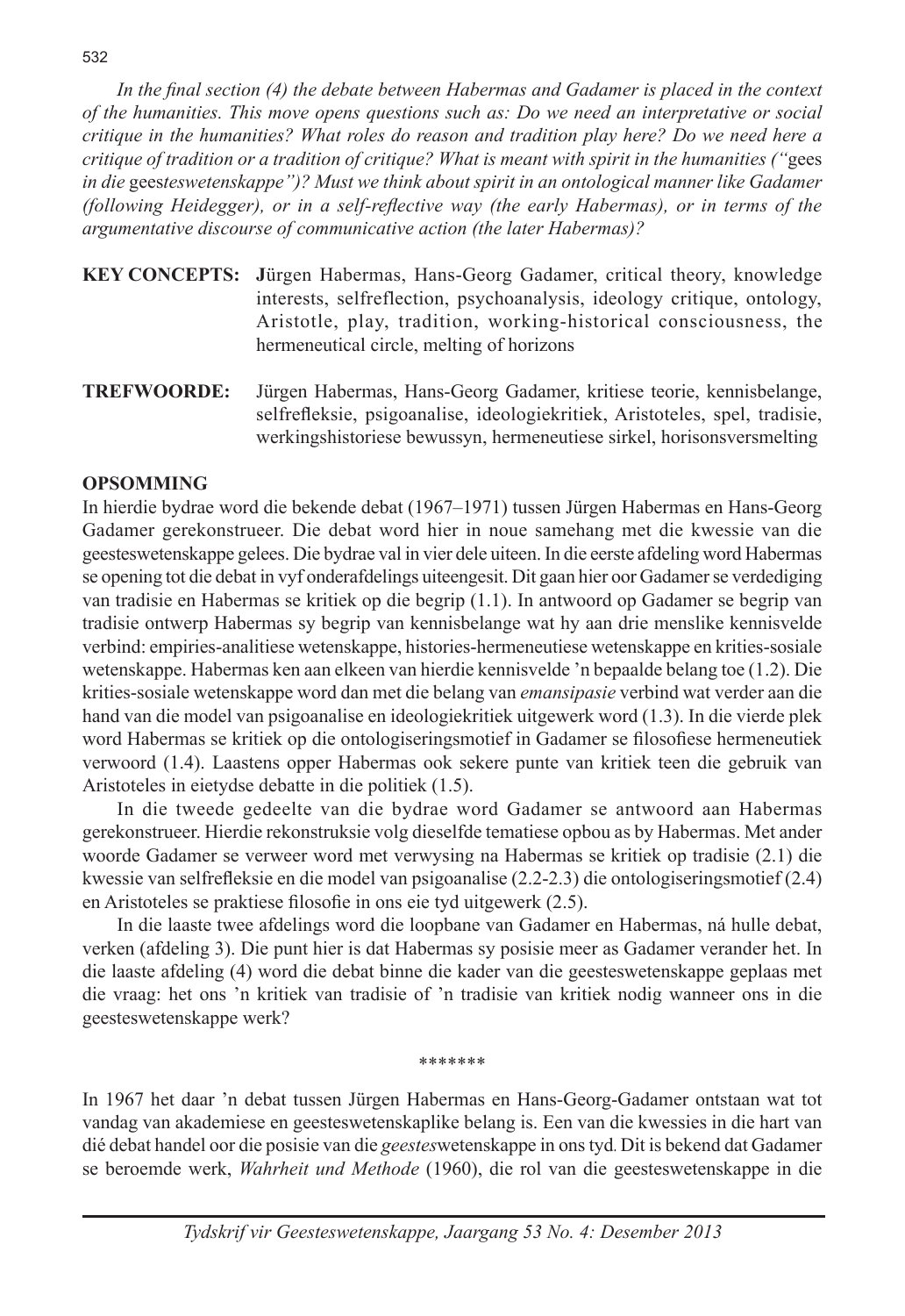*In the final section (4) the debate between Habermas and Gadamer is placed in the context of the humanities. This move opens questions such as: Do we need an interpretative or social critique in the humanities? What roles do reason and tradition play here? Do we need here a critique of tradition or a tradition of critique? What is meant with spirit in the humanities ("*gees *in die* gees*teswetenskappe")? Must we think about spirit in an ontological manner like Gadamer (following Heidegger), or in a self-reflective way (the early Habermas), or in terms of the argumentative discourse of communicative action (the later Habermas)?*

**KEY CONCEPTS:** Jürgen Habermas, Hans-Georg Gadamer, critical theory, knowledge interests, selfreflection, psychoanalysis, ideology critique, ontology, Aristotle, play, tradition, working-historical consciousness, the hermeneutical circle, melting of horizons

**TREFWOORDE:** Jürgen Habermas, Hans-Georg Gadamer, kritiese teorie, kennisbelange, selfrefleksie, psigoanalise, ideologiekritiek, Aristoteles, spel, tradisie, werkingshistoriese bewussyn, hermeneutiese sirkel, horisonsversmelting

## OPSOMMING

In hierdie bydrae word die bekende debat (1967–1971) tussen Jürgen Habermas en Hans-Georg Gadamer gerekonstrueer. Die debat word hier in noue samehang met die kwessie van die geesteswetenskappe gelees. Die bydrae val in vier dele uiteen. In die eerste afdeling word Habermas se opening tot die debat in vyf onderafdelings uiteengesit. Dit gaan hier oor Gadamer se verdediging van tradisie en Habermas se kritiek op die begrip (1.1). In antwoord op Gadamer se begrip van tradisie ontwerp Habermas sy begrip van kennisbelange wat hy aan drie menslike kennisvelde verbind: empiries-analitiese wetenskappe, histories-hermeneutiese wetenskappe en krities-sosiale wetenskappe. Habermas ken aan elkeen van hierdie kennisvelde 'n bepaalde belang toe (1.2). Die krities-sosiale wetenskappe word dan met die belang van *emansipasie* verbind wat verder aan die hand van die model van psigoanalise en ideologiekritiek uitgewerk word (1.3). In die vierde plek word Habermas se kritiek op die ontologiseringsmotief in Gadamer se filosofiese hermeneutiek verwoord (1.4). Laastens opper Habermas ook sekere punte van kritiek teen die gebruik van Aristoteles in eietydse debatte in die politiek (1.5).

In die tweede gedeelte van die bydrae word Gadamer se antwoord aan Habermas gerekonstrueer. Hierdie rekonstruksie volg dieselfde tematiese opbou as by Habermas. Met ander woorde Gadamer se verweer word met verwysing na Habermas se kritiek op tradisie (2.1) die kwessie van selfrefleksie en die model van psigoanalise (2.2-2.3) die ontologiseringsmotief (2.4) en Aristoteles se praktiese filosofie in ons eie tyd uitgewerk (2.5).

In die laaste twee afdelings word die loopbane van Gadamer en Habermas, ná hulle debat, verken (afdeling 3). Die punt hier is dat Habermas sy posisie meer as Gadamer verander het. In die laaste afdeling (4) word die debat binne die kader van die geesteswetenskappe geplaas met die vraag: het ons 'n kritiek van tradisie of 'n tradisie van kritiek nodig wanneer ons in die geesteswetenskappe werk?

*******

In 1967 het daar 'n debat tussen Jürgen Habermas en Hans-Georg-Gadamer ontstaan wat tot vandag van akademiese en geesteswetenskaplike belang is. Een van die kwessies in die hart van dié debat handel oor die posisie van die *geestes*wetenskappe in ons tyd. Dit is bekend dat Gadamer se beroemde werk, *Wahrheit und Methode* (1960), die rol van die geesteswetenskappe in die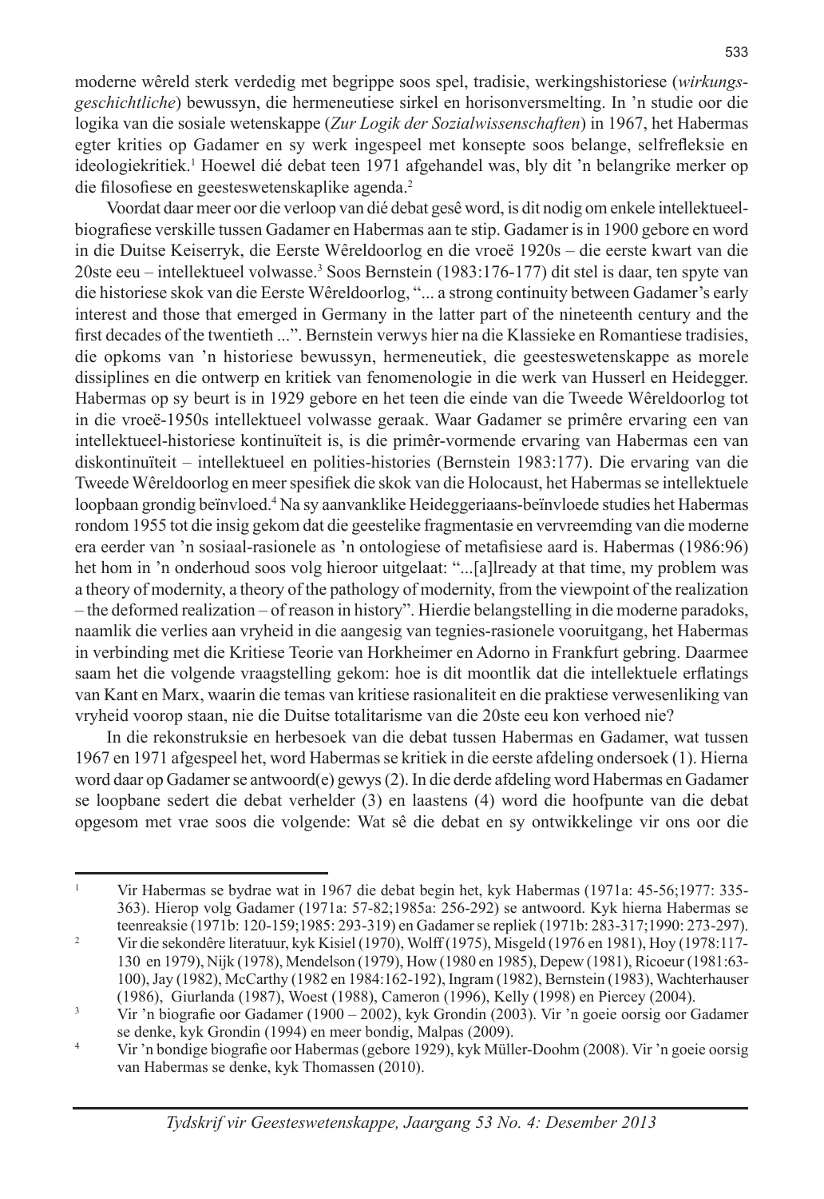moderne wêreld sterk verdedig met begrippe soos spel, tradisie, werkingshistoriese (*wirkungsgeschichtliche*) bewussyn, die hermeneutiese sirkel en horisonversmelting. In 'n studie oor die logika van die sosiale wetenskappe (*Zur Logik der Sozialwissenschaften*) in 1967, het Habermas egter krities op Gadamer en sy werk ingespeel met konsepte soos belange, selfrefleksie en ideologiekritiek.[1] Hoewel dié debat teen 1971 afgehandel was, bly dit 'n belangrike merker op die filosofiese en geesteswetenskaplike agenda.[2]

Voordat daar meer oor die verloop van dié debat gesê word, is dit nodig om enkele intellektueel-biografiese verskille tussen Gadamer en Habermas aan te stip. Gadamer is in 1900 gebore en word in die Duitse Keiserryk, die Eerste Wêreldoorlog en die vroeë 1920s – die eerste kwart van die 20ste eeu – intellektueel volwasse.[3] Soos Bernstein (1983:176-177) dit stel is daar, ten spyte van die historiese skok van die Eerste Wêreldoorlog, "... a strong continuity between Gadamer's early interest and those that emerged in Germany in the latter part of the nineteenth century and the first decades of the twentieth ...". Bernstein verwys hier na die Klassieke en Romantiese tradisies, die opkoms van 'n historiese bewussyn, hermeneutiek, die geesteswetenskappe as morele dissiplines en die ontwerp en kritiek van fenomenologie in die werk van Husserl en Heidegger. Habermas op sy beurt is in 1929 gebore en het teen die einde van die Tweede Wêreldoorlog tot in die vroeë-1950s intellektueel volwasse geraak. Waar Gadamer se primêre ervaring een van intellektueel-historiese kontinuïteit is, is die primêr-vormende ervaring van Habermas een van diskontinuïteit – intellektueel en polities-histories (Bernstein 1983:177). Die ervaring van die Tweede Wêreldoorlog en meer spesifiek die skok van die Holocaust, het Habermas se intellektuele loopbaan grondig beïnvloed.[4] Na sy aanvanklike Heideggeriaans-beïnvloede studies het Habermas rondom 1955 tot die insig gekom dat die geestelike fragmentasie en vervreemding van die moderne era eerder van 'n sosiaal-rasionele as 'n ontologiese of metafisiese aard is. Habermas (1986:96) het hom in 'n onderhoud soos volg hieroor uitgelaat: "...[a]lready at that time, my problem was a theory of modernity, a theory of the pathology of modernity, from the viewpoint of the realization – the deformed realization – of reason in history". Hierdie belangstelling in die moderne paradoks, naamlik die verlies aan vryheid in die aangesig van tegnies-rasionele vooruitgang, het Habermas in verbinding met die Kritiese Teorie van Horkheimer en Adorno in Frankfurt gebring. Daarmee saam het die volgende vraagstelling gekom: hoe is dit moontlik dat die intellektuele erflatings van Kant en Marx, waarin die temas van kritiese rasionaliteit en die praktiese verwesenliking van vryheid voorop staan, nie die Duitse totalitarisme van die 20ste eeu kon verhoed nie?

In die rekonstruksie en herbesoek van die debat tussen Habermas en Gadamer, wat tussen 1967 en 1971 afgespeel het, word Habermas se kritiek in die eerste afdeling ondersoek (1). Hierna word daar op Gadamer se antwoord(e) gewys (2). In die derde afdeling word Habermas en Gadamer se loopbane sedert die debat verhelder (3) en laastens (4) word die hoofpunte van die debat opgesom met vrae soos die volgende: Wat sê die debat en sy ontwikkelinge vir ons oor die

---

[1] Vir Habermas se bydrae wat in 1967 die debat begin het, kyk Habermas (1971a: 45-56;1977: 335-363). Hierop volg Gadamer (1971a: 57-82;1985a: 256-292) se antwoord. Kyk hierna Habermas se teenreaksie (1971b: 120-159;1985: 293-319) en Gadamer se repliek (1971b: 283-317;1990: 273-297).

[2] Vir die sekondêre literatuur, kyk Kisiel (1970), Wolff (1975), Misgeld (1976 en 1981), Hoy (1978:117-130 en 1979), Nijk (1978), Mendelson (1979), How (1980 en 1985), Depew (1981), Ricoeur (1981:63-100), Jay (1982), McCarthy (1982 en 1984:162-192), Ingram (1982), Bernstein (1983), Wachterhauser (1986), Giurlanda (1987), Woest (1988), Cameron (1996), Kelly (1998) en Piercey (2004).

[3] Vir 'n biografie oor Gadamer (1900 – 2002), kyk Grondin (2003). Vir 'n goeie oorsig oor Gadamer se denke, kyk Grondin (1994) en meer bondig, Malpas (2009).

[4] Vir 'n bondige biografie oor Habermas (gebore 1929), kyk Müller-Doohm (2008). Vir 'n goeie oorsig van Habermas se denke, kyk Thomassen (2010).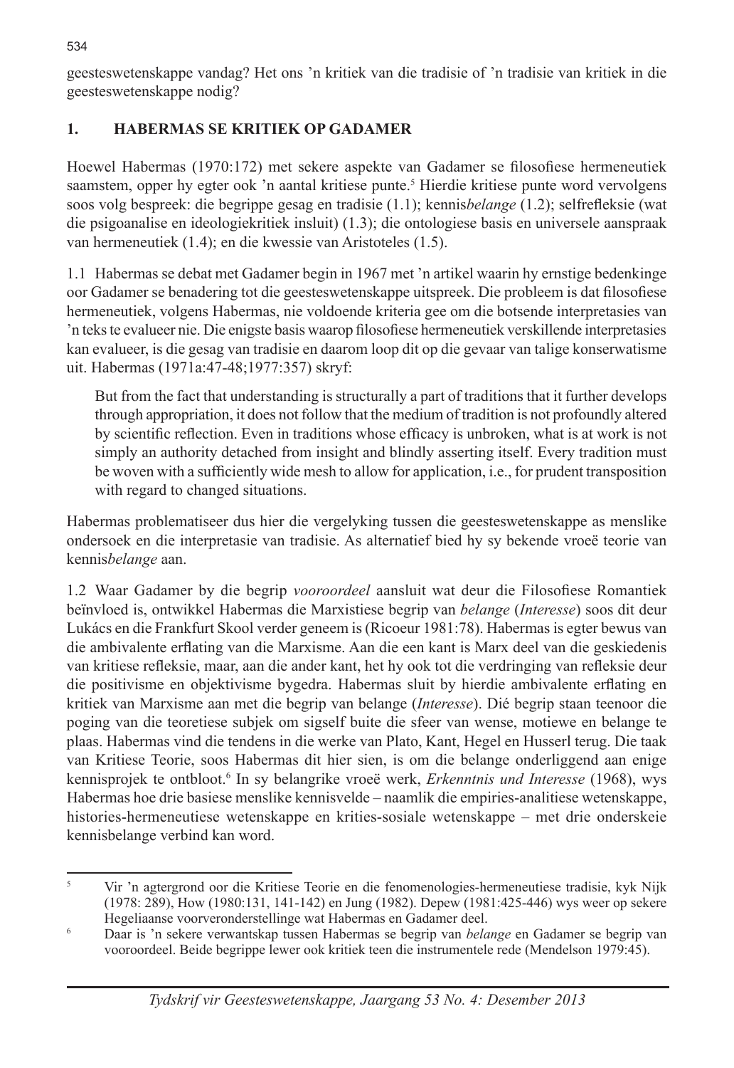geesteswetenskappe vandag? Het ons 'n kritiek van die tradisie of 'n tradisie van kritiek in die geesteswetenskappe nodig?

## 1. HABERMAS SE KRITIEK OP GADAMER

Hoewel Habermas (1970:172) met sekere aspekte van Gadamer se filosofiese hermeneutiek saamstem, opper hy egter ook 'n aantal kritiese punte.[5] Hierdie kritiese punte word vervolgens soos volg bespreek: die begrippe gesag en tradisie (1.1); kennis*belange* (1.2); selfrefleksie (wat die psigoanalise en ideologiekritiek insluit) (1.3); die ontologiese basis en universele aanspraak van hermeneutiek (1.4); en die kwessie van Aristoteles (1.5).

1.1 Habermas se debat met Gadamer begin in 1967 met 'n artikel waarin hy ernstige bedenkinge oor Gadamer se benadering tot die geesteswetenskappe uitspreek. Die probleem is dat filosofiese hermeneutiek, volgens Habermas, nie voldoende kriteria gee om die botsende interpretasies van 'n teks te evalueer nie. Die enigste basis waarop filosofiese hermeneutiek verskillende interpretasies kan evalueer, is die gesag van tradisie en daarom loop dit op die gevaar van talige konserwatisme uit. Habermas (1971a:47-48;1977:357) skryf:

> But from the fact that understanding is structurally a part of traditions that it further develops through appropriation, it does not follow that the medium of tradition is not profoundly altered by scientific reflection. Even in traditions whose efficacy is unbroken, what is at work is not simply an authority detached from insight and blindly asserting itself. Every tradition must be woven with a sufficiently wide mesh to allow for application, i.e., for prudent transposition with regard to changed situations.

Habermas problematiseer dus hier die vergelyking tussen die geesteswetenskappe as menslike ondersoek en die interpretasie van tradisie. As alternatief bied hy sy bekende vroeë teorie van kennis*belange* aan.

1.2 Waar Gadamer by die begrip *vooroordeel* aansluit wat deur die Filosofiese Romantiek beïnvloed is, ontwikkel Habermas die Marxistiese begrip van *belange* (*Interesse*) soos dit deur Lukács en die Frankfurt Skool verder geneem is (Ricoeur 1981:78). Habermas is egter bewus van die ambivalente erflating van die Marxisme. Aan die een kant is Marx deel van die geskiedenis van kritiese refleksie, maar, aan die ander kant, het hy ook tot die verdringing van refleksie deur die positivisme en objektivisme bygedra. Habermas sluit by hierdie ambivalente erflating en kritiek van Marxisme aan met die begrip van belange (*Interesse*). Dié begrip staan teenoor die poging van die teoretiese subjek om sigself buite die sfeer van wense, motiewe en belange te plaas. Habermas vind die tendens in die werke van Plato, Kant, Hegel en Husserl terug. Die taak van Kritiese Teorie, soos Habermas dit hier sien, is om die belange onderliggend aan enige kennisprojek te ontbloot.[6] In sy belangrike vroeë werk, *Erkenntnis und Interesse* (1968), wys Habermas hoe drie basiese menslike kennisvelde – naamlik die empiries-analitiese wetenskappe, histories-hermeneutiese wetenskappe en krities-sosiale wetenskappe – met drie onderskeie kennisbelange verbind kan word.

---

[5] Vir 'n agtergrond oor die Kritiese Teorie en die fenomenologies-hermeneutiese tradisie, kyk Nijk (1978: 289), How (1980:131, 141-142) en Jung (1982). Depew (1981:425-446) wys weer op sekere Hegeliaanse voorveronderstellinge wat Habermas en Gadamer deel.

[6] Daar is 'n sekere verwantskap tussen Habermas se begrip van *belange* en Gadamer se begrip van vooroordeel. Beide begrippe lewer ook kritiek teen die instrumentele rede (Mendelson 1979:45).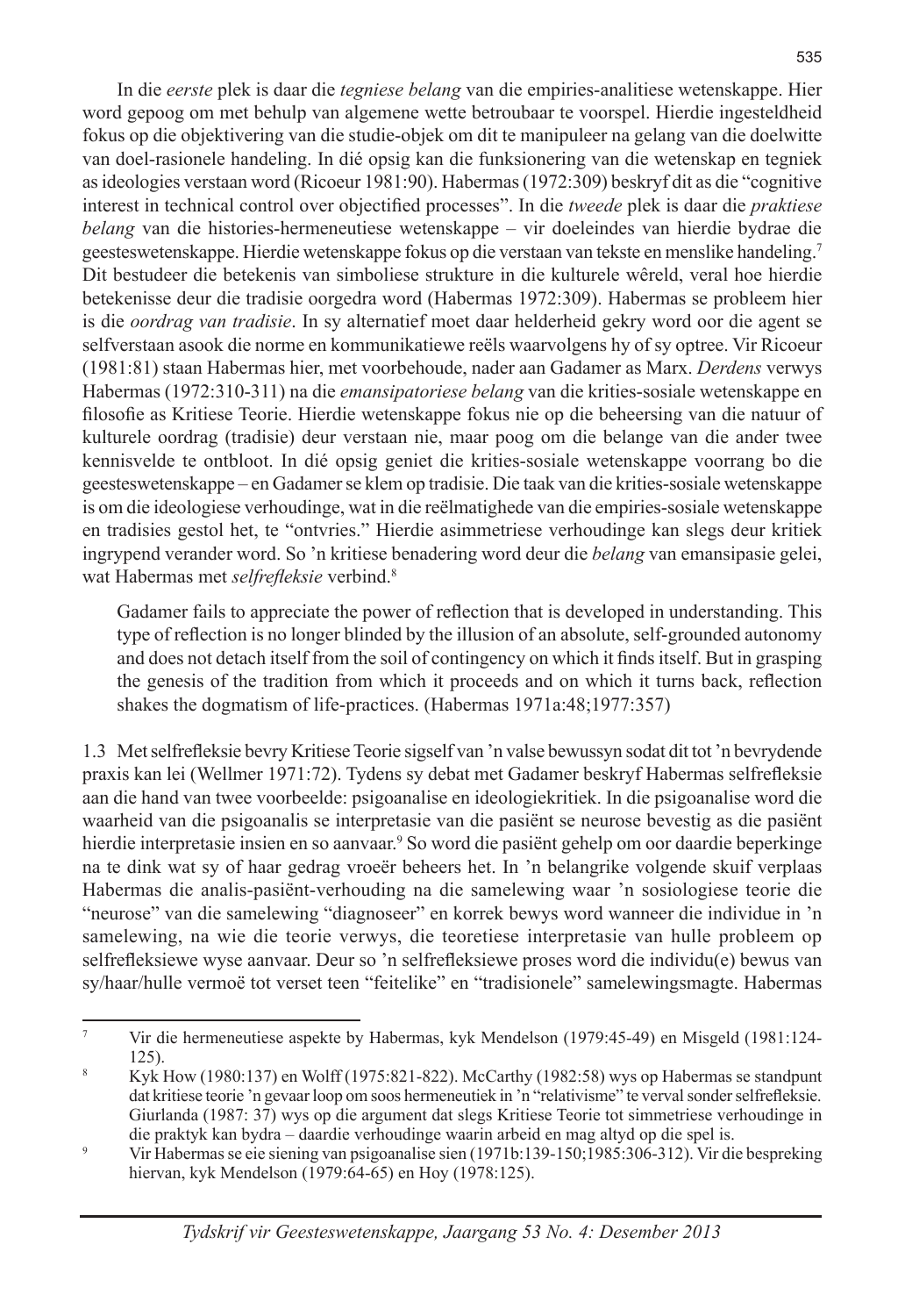In die *eerste* plek is daar die *tegniese belang* van die empiries-analitiese wetenskappe. Hier word gepoog om met behulp van algemene wette betroubaar te voorspel. Hierdie ingesteldheid fokus op die objektivering van die studie-objek om dit te manipuleer na gelang van die doelwitte van doel-rasionele handeling. In dié opsig kan die funksionering van die wetenskap en tegniek as ideologies verstaan word (Ricoeur 1981:90). Habermas (1972:309) beskryf dit as die "cognitive interest in technical control over objectified processes". In die *tweede* plek is daar die *praktiese belang* van die histories-hermeneutiese wetenskappe – vir doeleindes van hierdie bydrae die geesteswetenskappe. Hierdie wetenskappe fokus op die verstaan van tekste en menslike handeling.[7] Dit bestudeer die betekenis van simboliese strukture in die kulturele wêreld, veral hoe hierdie betekenisse deur die tradisie oorgedra word (Habermas 1972:309). Habermas se probleem hier is die *oordrag van tradisie*. In sy alternatief moet daar helderheid gekry word oor die agent se selfverstaan asook die norme en kommunikatiewe reëls waarvolgens hy of sy optree. Vir Ricoeur (1981:81) staan Habermas hier, met voorbehoude, nader aan Gadamer as Marx. *Derdens* verwys Habermas (1972:310-311) na die *emansipatoriese belang* van die kritiese-sosiale wetenskappe en filosofie as Kritiese Teorie. Hierdie wetenskappe fokus nie op die beheersing van die natuur of kulturele oordrag (tradisie) deur verstaan nie, maar poog om die belange van die ander twee kennisvelde te ontbloot. In dié opsig geniet die kritiese-sosiale wetenskappe voorrang bo die geesteswetenskappe – en Gadamer se klem op tradisie. Die taak van die kritiese-sosiale wetenskappe is om die ideologiese verhoudinge, wat in die reëlmatighede van die empiries-sosiale wetenskappe en tradisies gestol het, te "ontvries." Hierdie asimmetriese verhoudinge kan slegs deur kritiek ingrypend verander word. So 'n kritiese benadering word deur die *belang* van emansipasie gelei, wat Habermas met *selfrefleksie* verbind.[8]

> Gadamer fails to appreciate the power of reflection that is developed in understanding. This type of reflection is no longer blinded by the illusion of an absolute, self-grounded autonomy and does not detach itself from the soil of contingency on which it finds itself. But in grasping the genesis of the tradition from which it proceeds and on which it turns back, reflection shakes the dogmatism of life-practices. (Habermas 1971a:48;1977:357)

1.3 Met selfrefleksie bevry Kritiese Teorie sigself van 'n valse bewussyn sodat dit tot 'n bevrydende praxis kan lei (Wellmer 1971:72). Tydens sy debat met Gadamer beskryf Habermas selfrefleksie aan die hand van twee voorbeelde: psigoanalise en ideologiekritiek. In die psigoanalise word die waarheid van die psigoanalis se interpretasie van die pasiënt se neurose bevestig as die pasiënt hierdie interpretasie insien en so aanvaar.[9] So word die pasiënt gehelp om oor daardie beperkinge na te dink wat sy of haar gedrag vroeër beheers het. In 'n belangrike volgende skuif verplaas Habermas die analis-pasiënt-verhouding na die samelewing waar 'n sosiologiese teorie die "neurose" van die samelewing "diagnoseer" en korrek bewys word wanneer die individue in 'n samelewing, na wie die teorie verwys, die teoretiese interpretasie van hulle probleem op selfrefleksiewe wyse aanvaar. Deur so 'n selfrefleksiewe proses word die individu(e) bewus van sy/haar/hulle vermoë tot verset teen "feitelike" en "tradisionele" samelewingsmagte. Habermas

---

[7] Vir die hermeneutiese aspekte by Habermas, kyk Mendelson (1979:45-49) en Misgeld (1981:124-125).

[8] Kyk How (1980:137) en Wolff (1975:821-822). McCarthy (1982:58) wys op Habermas se standpunt dat kritiese teorie 'n gevaar loop om soos hermeneutiek in 'n "relativisme" te verval sonder selfrefleksie. Giurlanda (1987: 37) wys op die argument dat slegs Kritiese Teorie tot simmetriese verhoudinge in die praktyk kan bydra – daardie verhoudinge waarin arbeid en mag altyd op die spel is.

[9] Vir Habermas se eie siening van psigoanalise sien (1971b:139-150;1985:306-312). Vir die bespreking hiervan, kyk Mendelson (1979:64-65) en Hoy (1978:125).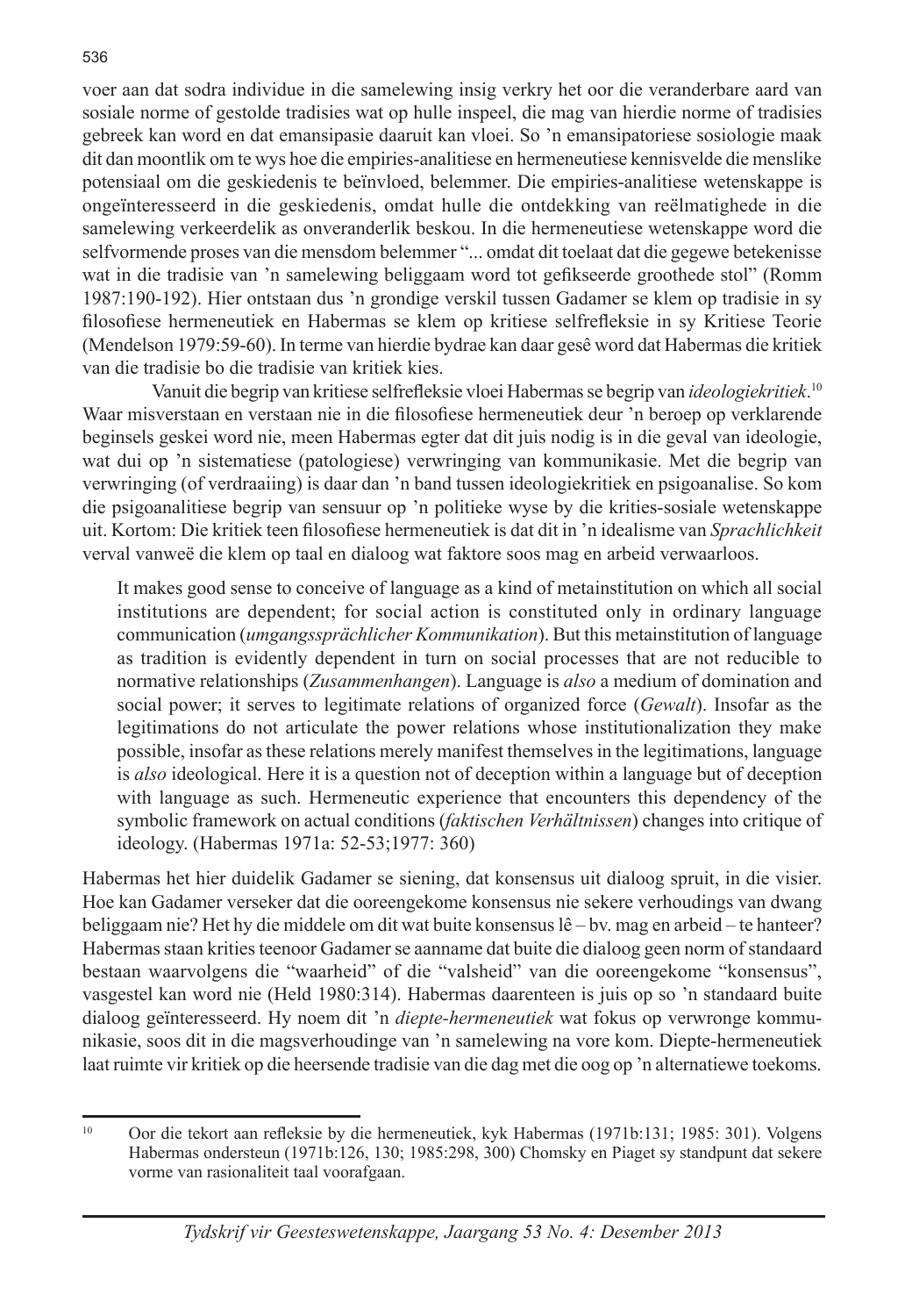voer aan dat sodra individue in die samelewing insig verkry het oor die veranderbare aard van sosiale norme of gestolde tradisies wat op hulle inspeel, die mag van hierdie norme of tradisies gebreek kan word en dat emansipasie daaruit kan vloei. So 'n emansipatoriese sosiologie maak dit dan moontlik om te wys hoe die empiries-analitiese en hermeneutiese kennisvelde die menslike potensiaal om die geskiedenis te beïnvloed, belemmer. Die empiries-analitiese wetenskappe is ongeïnteresseerd in die geskiedenis, omdat hulle die ontdekking van reëlmatighede in die samelewing verkeerdelik as onveranderlik beskou. In die hermeneutiese wetenskappe word die selfvormende proses van die mensdom belemmer "... omdat dit toelaat dat die gegewe betekenisse wat in die tradisie van 'n samelewing beliggaam word tot gefikseerde groothede stol" (Romm 1987:190-192). Hier ontstaan dus 'n grondige verskil tussen Gadamer se klem op tradisie in sy filosofiese hermeneutiek en Habermas se klem op kritiese selfrefleksie in sy Kritiese Teorie (Mendelson 1979:59-60). In terme van hierdie bydrae kan daar gesê word dat Habermas die kritiek van die tradisie bo die tradisie van kritiek kies.

Vanuit die begrip van kritiese selfrefleksie vloei Habermas se begrip van *ideologiekritiek*.[10] Waar misverstaan en verstaan nie in die filosofiese hermeneutiek deur 'n beroep op verklarende beginsels geskei word nie, meen Habermas egter dat dit juis nodig is in die geval van ideologie, wat dui op 'n sistematiese (patologiese) verwringing van kommunikasie. Met die begrip van verwringing (of verdraaiing) is daar dan 'n band tussen ideologiekritiek en psigoanalise. So kom die psigoanalitiese begrip van sensuur op 'n politieke wyse by die krities-sosiale wetenskappe uit. Kortom: Die kritiek teen filosofiese hermeneutiek is dat dit in 'n idealisme van *Sprachlichkeit* verval vanweë die klem op taal en dialoog wat faktore soos mag en arbeid verwaarloos.

> It makes good sense to conceive of language as a kind of metainstitution on which all social institutions are dependent; for social action is constituted only in ordinary language communication (*umgangssprächlicher Kommunikation*). But this metainstitution of language as tradition is evidently dependent in turn on social processes that are not reducible to normative relationships (*Zusammenhangen*). Language is *also* a medium of domination and social power; it serves to legitimate relations of organized force (*Gewalt*). Insofar as the legitimations do not articulate the power relations whose institutionalization they make possible, insofar as these relations merely manifest themselves in the legitimations, language is *also* ideological. Here it is a question not of deception within a language but of deception with language as such. Hermeneutic experience that encounters this dependency of the symbolic framework on actual conditions (*faktischen Verhältnissen*) changes into critique of ideology. (Habermas 1971a: 52-53;1977: 360)

Habermas het hier duidelik Gadamer se siening, dat konsensus uit dialoog spruit, in die visier. Hoe kan Gadamer verseker dat die ooreengekome konsensus nie sekere verhoudings van dwang beliggaam nie? Het hy die middele om dit wat buite konsensus lê – bv. mag en arbeid – te hanteer? Habermas staan krities teenoor Gadamer se aanname dat buite die dialoog geen norm of standaard bestaan waarvolgens die "waarheid" of die "valsheid" van die ooreengekome "konsensus", vasgestel kan word nie (Held 1980:314). Habermas daarenteen is juis op so 'n standaard buite dialoog geïnteresseerd. Hy noem dit 'n *diepte-hermeneutiek* wat fokus op verwronge kommunikasie, soos dit in die magsverhoudinge van 'n samelewing na vore kom. Diepte-hermeneutiek laat ruimte vir kritiek op die heersende tradisie van die dag met die oog op 'n alternatiewe toekoms.

---

[10] Oor die tekort aan refleksie by die hermeneutiek, kyk Habermas (1971b:131; 1985: 301). Volgens Habermas ondersteun (1971b:126, 130; 1985:298, 300) Chomsky en Piaget sy standpunt dat sekere vorme van rasionaliteit taal voorafgaan.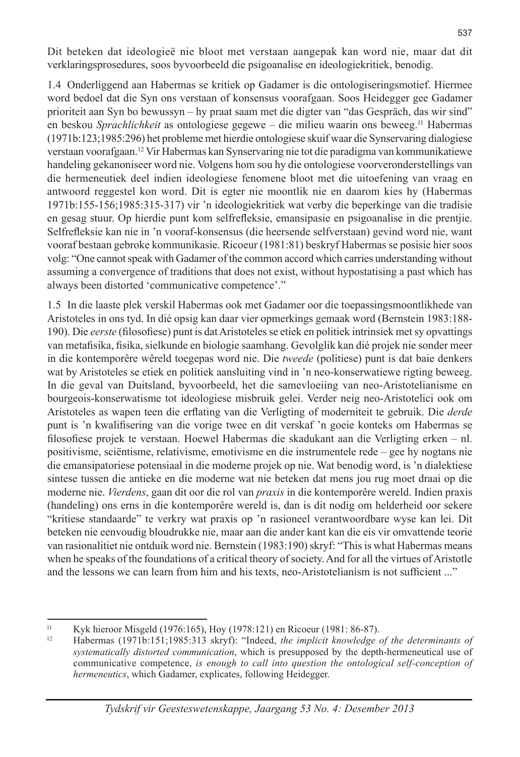Dit beteken dat ideologieë nie bloot met verstaan aangepak kan word nie, maar dat dit verklaringsprosedures, soos byvoorbeeld die psigoanalise en ideologiekritiek, benodig.

1.4 Onderliggend aan Habermas se kritiek op Gadamer is die ontologiseringsmotief. Hiermee word bedoel dat die Syn ons verstaan of konsensus voorafgaan. Soos Heidegger gee Gadamer prioriteit aan Syn bo bewussyn – hy praat saam met die digter van "das Gespräch, das wir sind" en beskou *Sprachlichkeit* as ontologiese gegewe – die milieu waarin ons beweeg.[11] Habermas (1971b:123;1985:296) het probleme met hierdie ontologiese skuif waar die Synservaring dialogiese verstaan voorafgaan.[12] Vir Habermas kan Synservaring nie tot die paradigma van kommunikatiewe handeling gekanoniseer word nie. Volgens hom sou hy die ontologiese voorveronderstellings van die hermeneutiek deel indien ideologiese fenomene bloot met die uitoefening van vraag en antwoord reggestel kon word. Dit is egter nie moontlik nie en daarom kies hy (Habermas 1971b:155-156;1985:315-317) vir 'n ideologiekritiek wat verby die beperkinge van die tradisie en gesag stuur. Op hierdie punt kom selfrefleksie, emansipasie en psigoanalise in die prentjie. Selfrefleksie kan nie in 'n vooraf-konsensus (die heersende selfverstaan) gevind word nie, want vooraf bestaan gebroke kommunikasie. Ricoeur (1981:81) beskryf Habermas se posisie hier soos volg: "One cannot speak with Gadamer of the common accord which carries understanding without assuming a convergence of traditions that does not exist, without hypostatising a past which has always been distorted 'communicative competence'."

1.5 In die laaste plek verskil Habermas ook met Gadamer oor die toepassingsmoontlikhede van Aristoteles in ons tyd. In dié opsig kan daar vier opmerkings gemaak word (Bernstein 1983:188-190). Die *eerste* (filosofiese) punt is dat Aristoteles se etiek en politiek intrinsiek met sy opvattings van metafisika, fisika, sielkunde en biologie saamhang. Gevolglik kan dié projek nie sonder meer in die kontemporêre wêreld toegepas word nie. Die *tweede* (politiese) punt is dat baie denkers wat by Aristoteles se etiek en politiek aansluiting vind in 'n neo-konserwatiewe rigting beweeg. In die geval van Duitsland, byvoorbeeld, het die samevloeiing van neo-Aristotelianisme en bourgeois-konserwatisme tot ideologiese misbruik gelei. Verder neig neo-Aristotelici ook om Aristoteles as wapen teen die erflating van die Verligting of moderniteit te gebruik. Die *derde* punt is 'n kwalifisering van die vorige twee en dit verskaf 'n goeie konteks om Habermas se filosofiese projek te verstaan. Hoewel Habermas die skadukant aan die Verligting erken – nl. positivisme, sciëntisme, relativisme, emotivisme en die instrumentele rede – gee hy nogtans nie die emansipatoriese potensiaal in die moderne projek op nie. Wat benodig word, is 'n dialektiese sintese tussen die antieke en die moderne wat nie beteken dat mens jou rug moet draai op die moderne nie. *Vierdens*, gaan dit oor die rol van *praxis* in die kontemporêre wereld. Indien praxis (handeling) ons erns in die kontemporêre wereld is, dan is dit nodig om helderheid oor sekere "kritiese standaarde" te verkry wat praxis op 'n rasioneel verantwoordbare wyse kan lei. Dit beteken nie eenvoudig bloudrukke nie, maar aan die ander kant kan die eis vir omvattende teorie van rasionalitiet nie ontduik word nie. Bernstein (1983:190) skryf: "This is what Habermas means when he speaks of the foundations of a critical theory of society. And for all the virtues of Aristotle and the lessons we can learn from him and his texts, neo-Aristotelianism is not sufficient ..."

---

[11] Kyk hieroor Misgeld (1976:165), Hoy (1978:121) en Ricoeur (1981: 86-87).

[12] Habermas (1971b:151;1985:313 skryf): "Indeed, *the implicit knowledge of the determinants of systematically distorted communication*, which is presupposed by the depth-hermeneutical use of communicative competence, *is enough to call into question the ontological self-conception of hermeneutics*, which Gadamer, explicates, following Heidegger.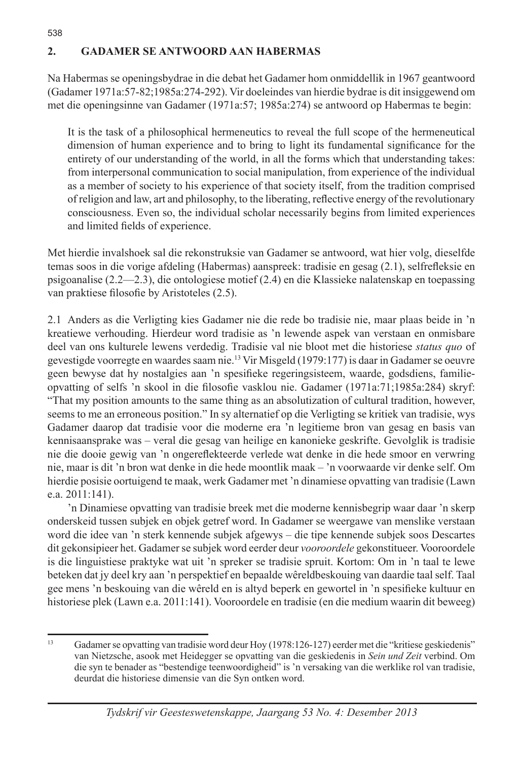## 2. GADAMER SE ANTWOORD AAN HABERMAS

Na Habermas se openingsbydrae in die debat het Gadamer hom onmiddellik in 1967 geantwoord (Gadamer 1971a:57-82;1985a:274-292). Vir doeleindes van hierdie bydrae is dit insiggewend om met die openingsinne van Gadamer (1971a:57; 1985a:274) se antwoord op Habermas te begin:

> It is the task of a philosophical hermeneutics to reveal the full scope of the hermeneutical dimension of human experience and to bring to light its fundamental significance for the entirety of our understanding of the world, in all the forms which that understanding takes: from interpersonal communication to social manipulation, from experience of the individual as a member of society to his experience of that society itself, from the tradition comprised of religion and law, art and philosophy, to the liberating, reflective energy of the revolutionary consciousness. Even so, the individual scholar necessarily begins from limited experiences and limited fields of experience.

Met hierdie invalshoek sal die rekonstruksie van Gadamer se antwoord, wat hier volg, dieselfde temas soos in die vorige afdeling (Habermas) aanspreek: tradisie en gesag (2.1), selfrefleksie en psigoanalise (2.2—2.3), die ontologiese motief (2.4) en die Klassieke nalatenskap en toepassing van praktiese filosofie by Aristoteles (2.5).

2.1 Anders as die Verligting kies Gadamer nie die rede bo tradisie nie, maar plaas beide in 'n kreatiewe verhouding. Hierdeur word tradisie as 'n lewende aspek van verstaan en onmisbare deel van ons kulturele lewens verdedig. Tradisie val nie bloot met die historiese *status quo* of gevestigde voorregte en waardes saam nie.[13] Vir Misgeld (1979:177) is daar in Gadamer se oeuvre geen bewyse dat hy nostalgies aan 'n spesifieke regeringsisteem, waarde, godsdiens, familie-opvatting of selfs 'n skool in die filosofie vasklou nie. Gadamer (1971a:71;1985a:284) skryf: "That my position amounts to the same thing as an absolutization of cultural tradition, however, seems to me an erroneous position." In sy alternatief op die Verligting se kritiek van tradisie, wys Gadamer daarop dat tradisie voor die moderne era 'n legitieme bron van gesag en basis van kennisaansprake was – veral die gesag van heilige en kanonieke geskrifte. Gevolglik is tradisie nie die dooie gewig van 'n ongereflekteerde verlede wat denke in die hede smoor en verwring nie, maar is dit 'n bron wat denke in die hede moontlik maak – 'n voorwaarde vir denke self. Om hierdie posisie oortuigend te maak, werk Gadamer met 'n dinamiese opvatting van tradisie (Lawn e.a. 2011:141).

'n Dinamiese opvatting van tradisie breek met die moderne kennisbegrip waar daar 'n skerp onderskeid tussen subjek en objek getref word. In Gadamer se weergawe van menslike verstaan word die idee van 'n sterk kennende subjek afgewys – die tipe kennende subjek soos Descartes dit gekonsipieer het. Gadamer se subjek word eerder deur *vooroordele* gekonstitueer. Vooroordele is die linguistiese praktyke wat uit 'n spreker se tradisie spruit. Kortom: Om in 'n taal te lewe beteken dat jy deel kry aan 'n perspektief en bepaalde wêreldbeskouing van daardie taal self. Taal gee mens 'n beskouing van die wêreld en is altyd beperk en gewortel in 'n spesifieke kultuur en historiese plek (Lawn e.a. 2011:141). Vooroordele en tradisie (en die medium waarin dit beweeg)

---

[13] Gadamer se opvatting van tradisie word deur Hoy (1978:126-127) eerder met die "kritiese geskiedenis" van Nietzsche, asook met Heidegger se opvatting van die geskiedenis in *Sein und Zeit* verbind. Om die syn te benader as "bestendige teenwoordigheid" is 'n versaking van die werklike rol van tradisie, deurdat die historiese dimensie van die Syn ontken word.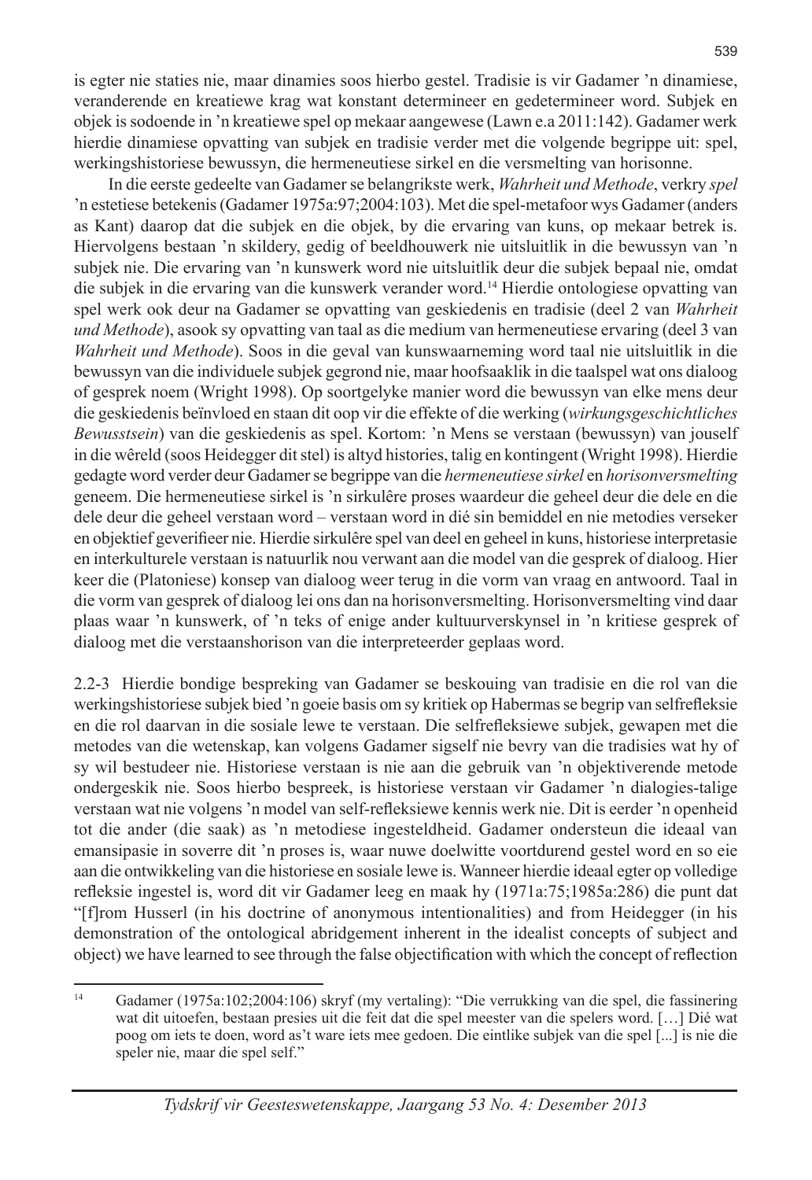is egter nie staties nie, maar dinamies soos hierbo gestel. Tradisie is vir Gadamer 'n dinamiese, veranderende en kreatiewe krag wat konstant determineer en gedetermineer word. Subjek en objek is sodoende in 'n kreatiewe spel op mekaar aangewese (Lawn e.a 2011:142). Gadamer werk hierdie dinamiese opvatting van subjek en tradisie verder met die volgende begrippe uit: spel, werkingshistoriese bewussyn, die hermeneutiese sirkel en die versmelting van horisonne.

In die eerste gedeelte van Gadamer se belangrikste werk, *Wahrheit und Methode*, verkry *spel* 'n estetiese betekenis (Gadamer 1975a:97;2004:103). Met die spel-metafoor wys Gadamer (anders as Kant) daarop dat die subjek en die objek, by die ervaring van kuns, op mekaar betrek is. Hiervolgens bestaan 'n skildery, gedig of beeldhouwerk nie uitsluitlik in die bewussyn van 'n subjek nie. Die ervaring van 'n kunswerk word nie uitsluitlik deur die subjek bepaal nie, omdat die subjek in die ervaring van die kunswerk verander word.[14] Hierdie ontologiese opvatting van spel werk ook deur na Gadamer se opvatting van geskiedenis en tradisie (deel 2 van *Wahrheit und Methode*), asook sy opvatting van taal as die medium van hermeneutiese ervaring (deel 3 van *Wahrheit und Methode*). Soos in die geval van kunswaarneming word taal nie uitsluitlik in die bewussyn van die individuele subjek gegrond nie, maar hoofsaaklik in die taalspel wat ons dialoog of gesprek noem (Wright 1998). Op soortgelyke manier word die bewussyn van elke mens deur die geskiedenis beïnvloed en staan dit oop vir die effekte of die werking (*wirkungsgeschichtliches Bewusstsein*) van die geskiedenis as spel. Kortom: 'n Mens se verstaan (bewussyn) van jouself in die wêreld (soos Heidegger dit stel) is altyd histories, talig en kontingent (Wright 1998). Hierdie gedagte word verder deur Gadamer se begrippe van die *hermeneutiese sirkel* en *horisonversmelting* geneem. Die hermeneutiese sirkel is 'n sirkulêre proses waardeur die geheel deur die dele en die dele deur die geheel verstaan word – verstaan word in dié sin bemiddel en nie metodies verseker en objektief geverifieer nie. Hierdie sirkulêre spel van deel en geheel in kuns, historiese interpretasie en interkulturele verstaan is natuurlik nou verwant aan die model van die gesprek of dialoog. Hier keer die (Platoniese) konsep van dialoog weer terug in die vorm van vraag en antwoord. Taal in die vorm van gesprek of dialoog lei ons dan na horisonversmelting. Horisonversmelting vind daar plaas waar 'n kunswerk, of 'n teks of enige ander kultuurverskynsel in 'n kritiese gesprek of dialoog met die verstaanshorison van die interpreteerder geplaas word.

2.2-3 Hierdie bondige bespreking van Gadamer se beskouing van tradisie en die rol van die werkingshistoriese subjek bied 'n goeie basis om sy kritiek op Habermas se begrip van selfrefleksie en die rol daarvan in die sosiale lewe te verstaan. Die selfrefleksiewe subjek, gewapen met die metodes van die wetenskap, kan volgens Gadamer sigself nie bevry van die tradisies wat hy of sy wil bestudeer nie. Historiese verstaan is nie aan die gebruik van 'n objektiverende metode ondergeskik nie. Soos hierbo bespreek, is historiese verstaan vir Gadamer 'n dialogies-talige verstaan wat nie volgens 'n model van self-refleksiewe kennis werk nie. Dit is eerder 'n openheid tot die ander (die saak) as 'n metodiese ingesteldheid. Gadamer ondersteun die ideaal van emansipasie in soverre dit 'n proses is, waar nuwe doelwitte voortdurend gestel word en so eie aan die ontwikkeling van die historiese en sosiale lewe is. Wanneer hierdie ideaal egter op volledige refleksie ingestel is, word dit vir Gadamer leeg en maak hy (1971a:75;1985a:286) die punt dat "[f]rom Husserl (in his doctrine of anonymous intentionalities) and from Heidegger (in his demonstration of the ontological abridgement inherent in the idealist concepts of subject and object) we have learned to see through the false objectification with which the concept of reflection

---

[14] Gadamer (1975a:102;2004:106) skryf (my vertaling): "Die verrukking van die spel, die fassinering wat dit uitoefen, bestaan presies uit die feit dat die spel meester van die spelers word. […] Dié wat poog om iets te doen, word as't ware iets mee gedoen. Die eintlike subjek van die spel [...] is nie die speler nie, maar die spel self."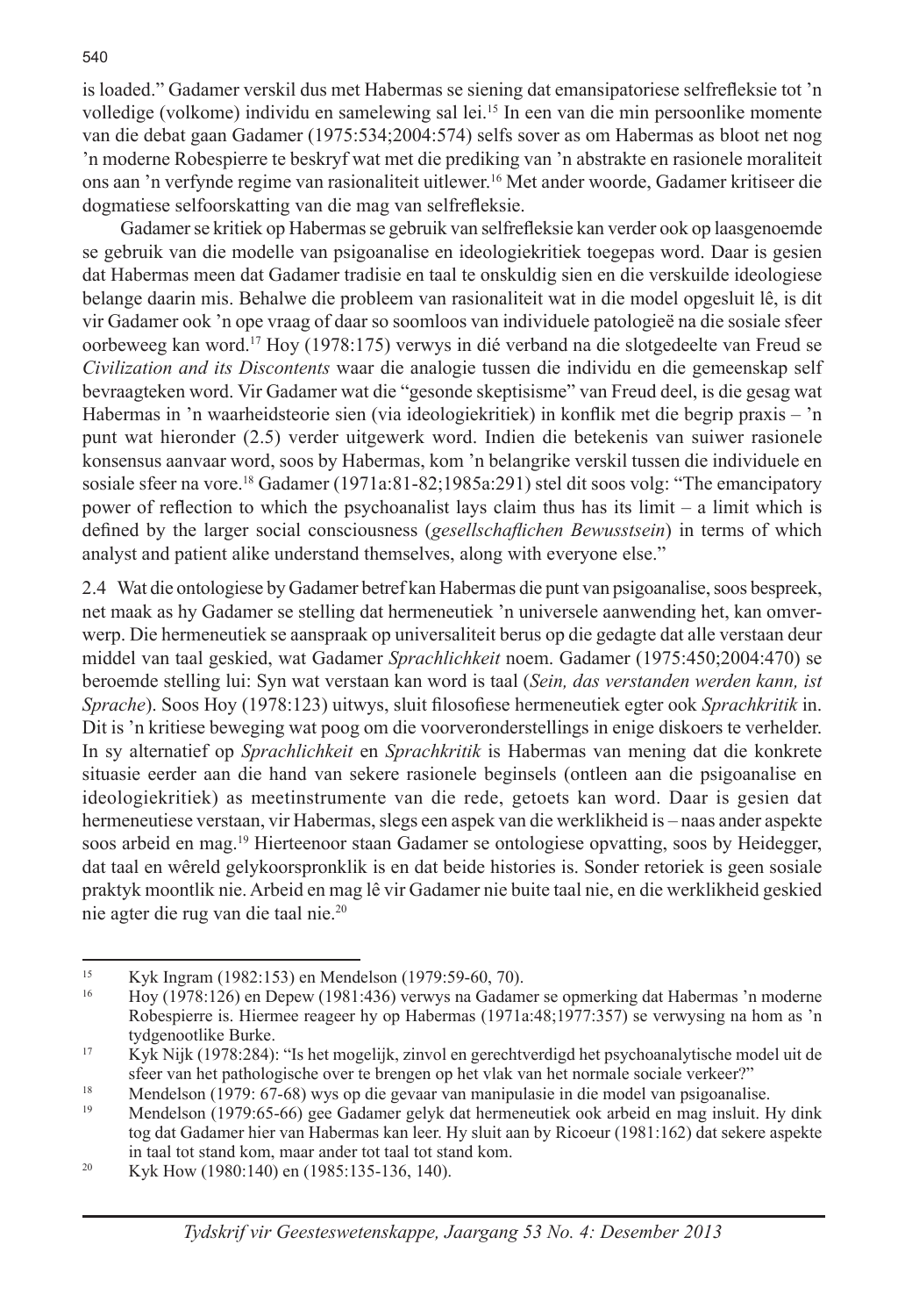is loaded." Gadamer verskil dus met Habermas se siening dat emansipatoriese selfrefleksie tot 'n volledige (volkome) individu en samelewing sal lei.[15] In een van die min persoonlike momente van die debat gaan Gadamer (1975:534;2004:574) selfs sover as om Habermas as bloot net nog 'n moderne Robespierre te beskryf wat met die prediking van 'n abstrakte en rasionele moraliteit ons aan 'n verfynde regime van rasionaliteit uitlewer.[16] Met ander woorde, Gadamer kritiseer die dogmatiese selfoorskatting van die mag van selfrefleksie.

Gadamer se kritiek op Habermas se gebruik van selfrefleksie kan verder ook op laasgenoemde se gebruik van die modelle van psigoanalise en ideologiekritiek toegepas word. Daar is gesien dat Habermas meen dat Gadamer tradisie en taal te onskuldig sien en die verskuilde ideologiese belange daarin mis. Behalwe die probleem van rasionaliteit wat in die model opgesluit lê, is dit vir Gadamer ook 'n ope vraag of daar so soomloos van individuele patologieë na die sosiale sfeer oorbeweeg kan word.[17] Hoy (1978:175) verwys in dié verband na die slotgedeelte van Freud se *Civilization and its Discontents* waar die analogie tussen die individu en die gemeenskap self bevraagteken word. Vir Gadamer wat die "gesonde skeptisisme" van Freud deel, is die gesag wat Habermas in 'n waarheidsteorie sien (via ideologiekritiek) in konflik met die begrip praxis – 'n punt wat hieronder (2.5) verder uitgewerk word. Indien die betekenis van suiwer rasionele konsensus aanvaar word, soos by Habermas, kom 'n belangrike verskil tussen die individuele en sosiale sfeer na vore.[18] Gadamer (1971a:81-82;1985a:291) stel dit soos volg: "The emancipatory power of reflection to which the psychoanalist lays claim thus has its limit – a limit which is defined by the larger social consciousness (*gesellschaflichen Bewusstsein*) in terms of which analyst and patient alike understand themselves, along with everyone else."

2.4 Wat die ontologiese by Gadamer betref kan Habermas die punt van psigoanalise, soos bespreek, net maak as hy Gadamer se stelling dat hermeneutiek 'n universele aanwending het, kan omverwerp. Die hermeneutiek se aanspraak op universaliteit berus op die gedagte dat alle verstaan deur middel van taal geskied, wat Gadamer *Sprachlichkeit* noem. Gadamer (1975:450;2004:470) se beroemde stelling lui: Syn wat verstaan kan word is taal (*Sein, das verstanden werden kann, ist Sprache*). Soos Hoy (1978:123) uitwys, sluit filosofiese hermeneutiek egter ook *Sprachkritik* in. Dit is 'n kritiese beweging wat poog om die voorveronderstellings in enige diskoers te verhelder. In sy alternatief op *Sprachlichkeit* en *Sprachkritik* is Habermas van mening dat die konkrete situasie eerder aan die hand van sekere rasionele beginsels (ontleen aan die psigoanalise en ideologiekritiek) as meetinstrumente van die rede, getoets kan word. Daar is gesien dat hermeneutiese verstaan, vir Habermas, slegs een aspek van die werklikheid is – naas ander aspekte soos arbeid en mag.[19] Hierteenoor staan Gadamer se ontologiese opvatting, soos by Heidegger, dat taal en wêreld gelykoorspronklik is en dat beide histories is. Sonder retoriek is geen sosiale praktyk moontlik nie. Arbeid en mag lê vir Gadamer nie buite taal nie, en die werklikheid geskied nie agter die rug van die taal nie.[20]

---

[15] Kyk Ingram (1982:153) en Mendelson (1979:59-60, 70).

[16] Hoy (1978:126) en Depew (1981:436) verwys na Gadamer se opmerking dat Habermas 'n moderne Robespierre is. Hiermee reageer hy op Habermas (1971a:48;1977:357) se verwysing na hom as 'n tydgenootlike Burke.

[17] Kyk Nijk (1978:284): "Is het mogelijk, zinvol en gerechtverdigd het psychoanalytische model uit de sfeer van het pathologische over te brengen op het vlak van het normale sociale verkeer?"

[18] Mendelson (1979: 67-68) wys op die gevaar van manipulasie in die model van psigoanalise.

[19] Mendelson (1979:65-66) gee Gadamer gelyk dat hermeneutiek ook arbeid en mag insluit. Hy dink tog dat Gadamer hier van Habermas kan leer. Hy sluit aan by Ricoeur (1981:162) dat sekere aspekte in taal tot stand kom, maar ander tot taal tot stand kom.

[20] Kyk How (1980:140) en (1985:135-136, 140).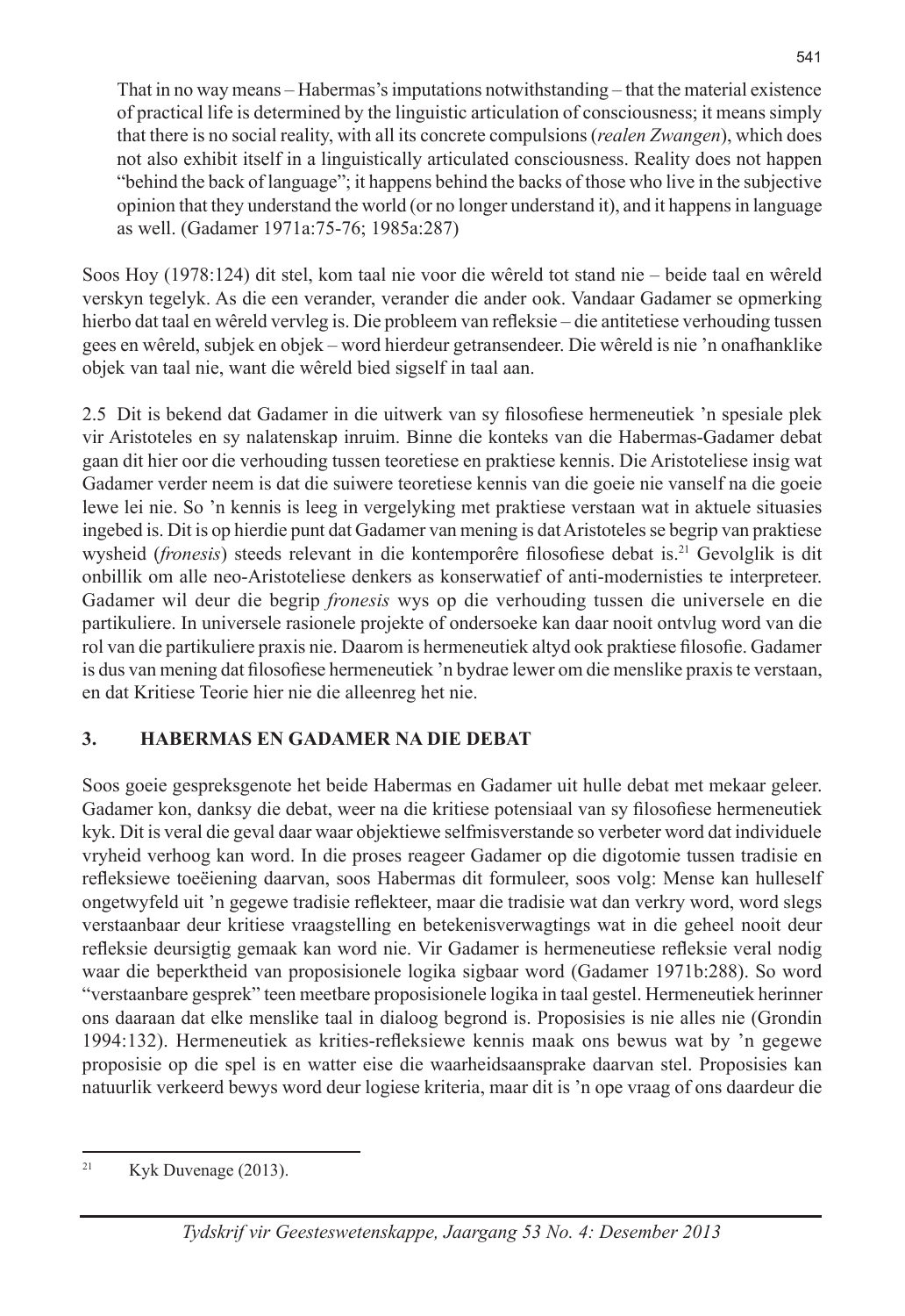> That in no way means – Habermas's imputations notwithstanding – that the material existence of practical life is determined by the linguistic articulation of consciousness; it means simply that there is no social reality, with all its concrete compulsions (*realen Zwangen*), which does not also exhibit itself in a linguistically articulated consciousness. Reality does not happen "behind the back of language"; it happens behind the backs of those who live in the subjective opinion that they understand the world (or no longer understand it), and it happens in language as well. (Gadamer 1971a:75-76; 1985a:287)

Soos Hoy (1978:124) dit stel, kom taal nie voor die wêreld tot stand nie – beide taal en wêreld verskyn tegelyk. As die een verander, verander die ander ook. Vandaar Gadamer se opmerking hierbo dat taal en wêreld vervleg is. Die probleem van refleksie – die antitetiese verhouding tussen gees en wêreld, subjek en objek – word hierdeur getransendeer. Die wêreld is nie 'n onafhanklike objek van taal nie, want die wêreld bied sigself in taal aan.

2.5 Dit is bekend dat Gadamer in die uitwerk van sy filosofiese hermeneutiek 'n spesiale plek vir Aristoteles en sy nalatenskap inruim. Binne die konteks van die Habermas-Gadamer debat gaan dit hier oor die verhouding tussen teoretiese en praktiese kennis. Die Aristoteliese insig wat Gadamer verder neem is dat die suiwere teoretiese kennis van die goeie nie vanself na die goeie lewe lei nie. So 'n kennis is leeg in vergelyking met praktiese verstaan wat in aktuele situasies ingebed is. Dit is op hierdie punt dat Gadamer van mening is dat Aristoteles se begrip van praktiese wysheid (*fronesis*) steeds relevant in die kontemporêre filosofiese debat is.[21] Gevolglik is dit onbillik om alle neo-Aristoteliese denkers as konserwatief of anti-modernisties te interpreteer. Gadamer wil deur die begrip *fronesis* wys op die verhouding tussen die universele en die partikuliere. In universele rasionele projekte of ondersoeke kan daar nooit ontvlug word van die rol van die partikuliere praxis nie. Daarom is hermeneutiek altyd ook praktiese filosofie. Gadamer is dus van mening dat filosofiese hermeneutiek 'n bydrae lewer om die menslike praxis te verstaan, en dat Kritiese Teorie hier nie die alleenreg het nie.

## 3. HABERMAS EN GADAMER NA DIE DEBAT

Soos goeie gespreksgenote het beide Habermas en Gadamer uit hulle debat met mekaar geleer. Gadamer kon, danksy die debat, weer na die kritiese potensiaal van sy filosofiese hermeneutiek kyk. Dit is veral die geval daar waar objektiewe selfmisverstande so verbeter word dat individuele vryheid verhoog kan word. In die proses reageer Gadamer op die digotomie tussen tradisie en refleksiewe toeëiening daarvan, soos Habermas dit formuleer, soos volg: Mense kan hulleself ongetwyfeld uit 'n gegewe tradisie reflekteer, maar die tradisie wat dan verkry word, word slegs verstaanbaar deur kritiese vraagstelling en betekenisverwagtings wat in die geheel nooit deur refleksie deursigtig gemaak kan word nie. Vir Gadamer is hermeneutiese refleksie veral nodig waar die beperktheid van proposisionele logika sigbaar word (Gadamer 1971b:288). So word "verstaanbare gesprek" teen meetbare proposisionele logika in taal gestel. Hermeneutiek herinner ons daaraan dat elke menslike taal in dialoog begrond is. Proposisies is nie alles nie (Grondin 1994:132). Hermeneutiek as kritiese-refleksiewe kennis maak ons bewus wat by 'n gegewe proposisie op die spel is en watter eise die waarheidsaansprake daarvan stel. Proposisies kan natuurlik verkeerd bewys word deur logiese kriteria, maar dit is 'n ope vraag of ons daardeur die

---

[21] Kyk Duvenage (2013).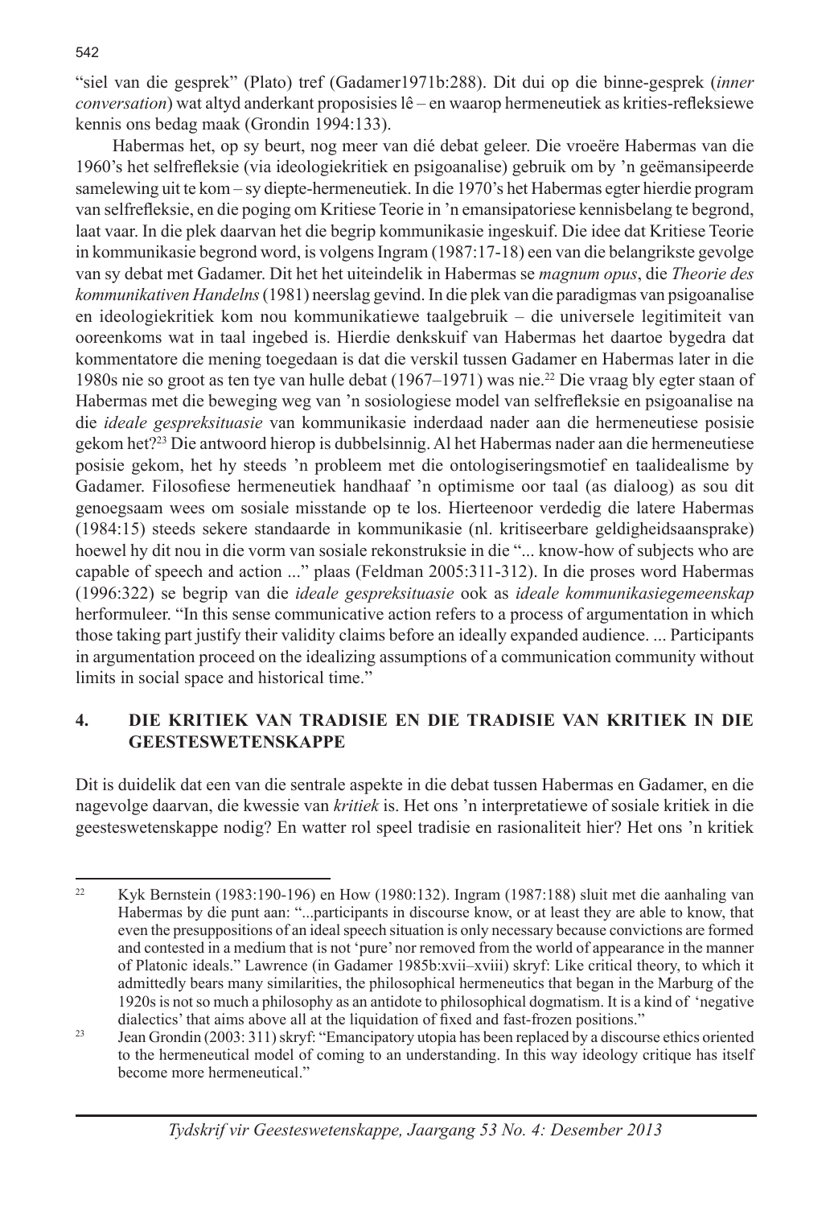"siel van die gesprek" (Plato) tref (Gadamer1971b:288). Dit dui op die binne-gesprek (*inner conversation*) wat altyd anderkant proposisies lê – en waarop hermeneutiek as krities-refleksiewe kennis ons bedag maak (Grondin 1994:133).

Habermas het, op sy beurt, nog meer van dié debat geleer. Die vroeëre Habermas van die 1960's het selfrefleksie (via ideologiekritiek en psigoanalise) gebruik om by 'n geëmansipeerde samelewing uit te kom – sy diepte-hermeneutiek. In die 1970's het Habermas egter hierdie program van selfrefleksie, en die poging om Kritiese Teorie in 'n emansipatoriese kennisbelang te begrond, laat vaar. In die plek daarvan het die begrip kommunikasie ingeskuif. Die idee dat Kritiese Teorie in kommunikasie begrond word, is volgens Ingram (1987:17-18) een van die belangrikste gevolge van sy debat met Gadamer. Dit het het uiteindelik in Habermas se *magnum opus*, die *Theorie des kommunikativen Handelns* (1981) neerslag gevind. In die plek van die paradigmas van psigoanalise en ideologiekritiek kom nou kommunikatiewe taalgebruik – die universele legitimiteit van ooreenkoms wat in taal ingebed is. Hierdie denkskuif van Habermas het daartoe bygedra dat kommentatore die mening toegedaan is dat die verskil tussen Gadamer en Habermas later in die 1980s nie so groot as ten tye van hulle debat (1967–1971) was nie.[22] Die vraag bly egter staan of Habermas met die beweging weg van 'n sosiologiese model van selfrefleksie en psigoanalise na die *ideale gespreksituasie* van kommunikasie inderdaad nader aan die hermeneutiese posisie gekom het?[23] Die antwoord hierop is dubbelsinnig. Al het Habermas nader aan die hermeneutiese posisie gekom, het hy steeds 'n probleem met die ontologiseringsmotief en taalidealisme by Gadamer. Filosofiese hermeneutiek handhaaf 'n optimisme oor taal (as dialoog) as sou dit genoegsaam wees om sosiale misstande op te los. Hierteenoor verdedig die latere Habermas (1984:15) steeds sekere standaarde in kommunikasie (nl. kritiseerbare geldigheidsaansprake) hoewel hy dit nou in die vorm van sosiale rekonstruksie in die "... know-how of subjects who are capable of speech and action ..." plaas (Feldman 2005:311-312). In die proses word Habermas (1996:322) se begrip van die *ideale gespreksituasie* ook as *ideale kommunikasiegemeenskap* herformuleer. "In this sense communicative action refers to a process of argumentation in which those taking part justify their validity claims before an ideally expanded audience. ... Participants in argumentation proceed on the idealizing assumptions of a communication community without limits in social space and historical time."

## 4. DIE KRITIEK VAN TRADISIE EN DIE TRADISIE VAN KRITIEK IN DIE GEESTESWETENSKAPPE

Dit is duidelik dat een van die sentrale aspekte in die debat tussen Habermas en Gadamer, en die nagevolge daarvan, die kwessie van *kritiek* is. Het ons 'n interpretatiewe of sosiale kritiek in die geesteswetenskappe nodig? En watter rol speel tradisie en rasionaliteit hier? Het ons 'n kritiek

---

[22] Kyk Bernstein (1983:190-196) en How (1980:132). Ingram (1987:188) sluit met die aanhaling van Habermas by die punt aan: "...participants in discourse know, or at least they are able to know, that even the presuppositions of an ideal speech situation is only necessary because convictions are formed and contested in a medium that is not 'pure' nor removed from the world of appearance in the manner of Platonic ideals." Lawrence (in Gadamer 1985b:xvii–xviii) skryf: Like critical theory, to which it admittedly bears many similarities, the philosophical hermeneutics that began in the Marburg of the 1920s is not so much a philosophy as an antidote to philosophical dogmatism. It is a kind of 'negative dialectics' that aims above all at the liquidation of fixed and fast-frozen positions."

[23] Jean Grondin (2003: 311) skryf: "Emancipatory utopia has been replaced by a discourse ethics oriented to the hermeneutical model of coming to an understanding. In this way ideology critique has itself become more hermeneutical."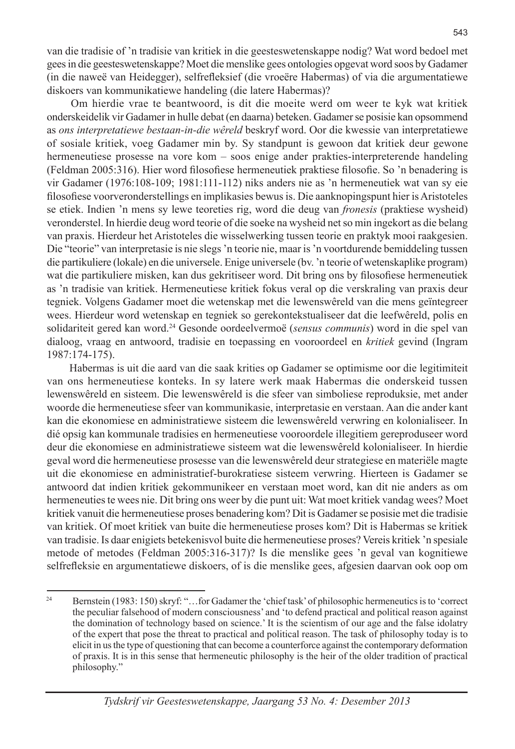van die tradisie of 'n tradisie van kritiek in die geesteswetenskappe nodig? Wat word bedoel met gees in die geesteswetenskappe? Moet die menslike gees ontologies opgevat word soos by Gadamer (in die naweë van Heidegger), selfrefleksie (die vroeëre Habermas) of via die argumentatiewe diskoers van kommunikatiewe handeling (die latere Habermas)?

Om hierdie vrae te beantwoord, is dit die moeite werd om weer te kyk wat kritiek onderskeidelik vir Gadamer in hulle debat (en daarna) beteken. Gadamer se posisie kan opsommend as *ons interpretatiewe bestaan-in-die wêreld* beskryf word. Oor die kwessie van interpretatiewe of sosiale kritiek, voeg Gadamer min by. Sy standpunt is gewoon dat kritiek deur gewone hermeneutiese prosesse na vore kom – soos enige ander prakties-interpreterende handeling (Feldman 2005:316). Hier word filosofiese hermeneutiek praktiese filosofie. So 'n benadering is vir Gadamer (1976:108-109; 1981:111-112) niks anders nie as 'n hermeneutiek wat van sy eie filosofiese voorveronderstellings en implikasies bewus is. Die aanknopingspunt hier is Aristoteles se etiek. Indien 'n mens sy lewe teoreties rig, word die deug van *fronesis* (praktiese wysheid) veronderstel. In hierdie deug word teorie of die soeke na wysheid net so min ingekort as die belang van praxis. Hierdeur het Aristoteles die wisselwerking tussen teorie en praktyk mooi raakgesien. Die "teorie" van interpretasie is nie slegs 'n teorie nie, maar is 'n voortdurende bemiddeling tussen die partikuliere (lokale) en die universele. Enige universele (bv. 'n teorie of wetenskaplike program) wat die partikuliere misken, kan dus gekritiseer word. Dit bring ons by filosofiese hermeneutiek as 'n tradisie van kritiek. Hermeneutiese kritiek fokus veral op die verskraling van praxis deur tegniek. Volgens Gadamer moet die wetenskap met die lewenswêreld van die mens geïntegreer wees. Hierdeur word wetenskap en tegniek so gerekontekstualiseer dat die leefwêreld, polis en solidariteit gered kan word.[24] Gesonde oordeelvermoë (*sensus communis*) word in die spel van dialoog, vraag en antwoord, tradisie en toepassing en vooroordeel en *kritiek* gevind (Ingram 1987:174-175).

Habermas is uit die aard van die saak krities op Gadamer se optimisme oor die legitimiteit van ons hermeneutiese konteks. In sy latere werk maak Habermas die onderskeid tussen lewenswêreld en sisteem. Die lewenswêreld is die sfeer van simboliese reproduksie, met ander woorde die hermeneutiese sfeer van kommunikasie, interpretasie en verstaan. Aan die ander kant kan die ekonomiese en administratiewe sisteem die lewenswêreld verwring en kolonialiseer. In dié opsig kan kommunale tradisies en hermeneutiese vooroordele illegitiem gereproduseer word deur die ekonomiese en administratiewe sisteem wat die lewenswêreld kolonialiseer. In hierdie geval word die hermeneutiese prosesse van die lewenswêreld deur strategiese en materiële magte uit die ekonomiese en administratief-burokratiese sisteem verwring. Hierteen is Gadamer se antwoord dat indien kritiek gekommunikeer en verstaan moet word, kan dit nie anders as om hermeneuties te wees nie. Dit bring ons weer by die punt uit: Wat moet kritiek vandag wees? Moet kritiek vanuit die hermeneutiese proses benadering kom? Dit is Gadamer se posisie met die tradisie van kritiek. Of moet kritiek van buite die hermeneutiese proses kom? Dit is Habermas se kritiek van tradisie. Is daar enigiets betekenisvol buite die hermeneutiese proses? Vereis kritiek 'n spesiale metode of metodes (Feldman 2005:316-317)? Is die menslike gees 'n geval van kognitiewe selfrefleksie en argumentatiewe diskoers, of is die menslike gees, afgesien daarvan ook oop om

---

[24] Bernstein (1983: 150) skryf: "…for Gadamer the 'chief task' of philosophic hermeneutics is to 'correct the peculiar falsehood of modern consciousness' and 'to defend practical and political reason against the domination of technology based on science.' It is the scientism of our age and the false idolatry of the expert that pose the threat to practical and political reason. The task of philosophy today is to elicit in us the type of questioning that can become a counterforce against the contemporary deformation of praxis. It is in this sense that hermeneutic philosophy is the heir of the older tradition of practical philosophy."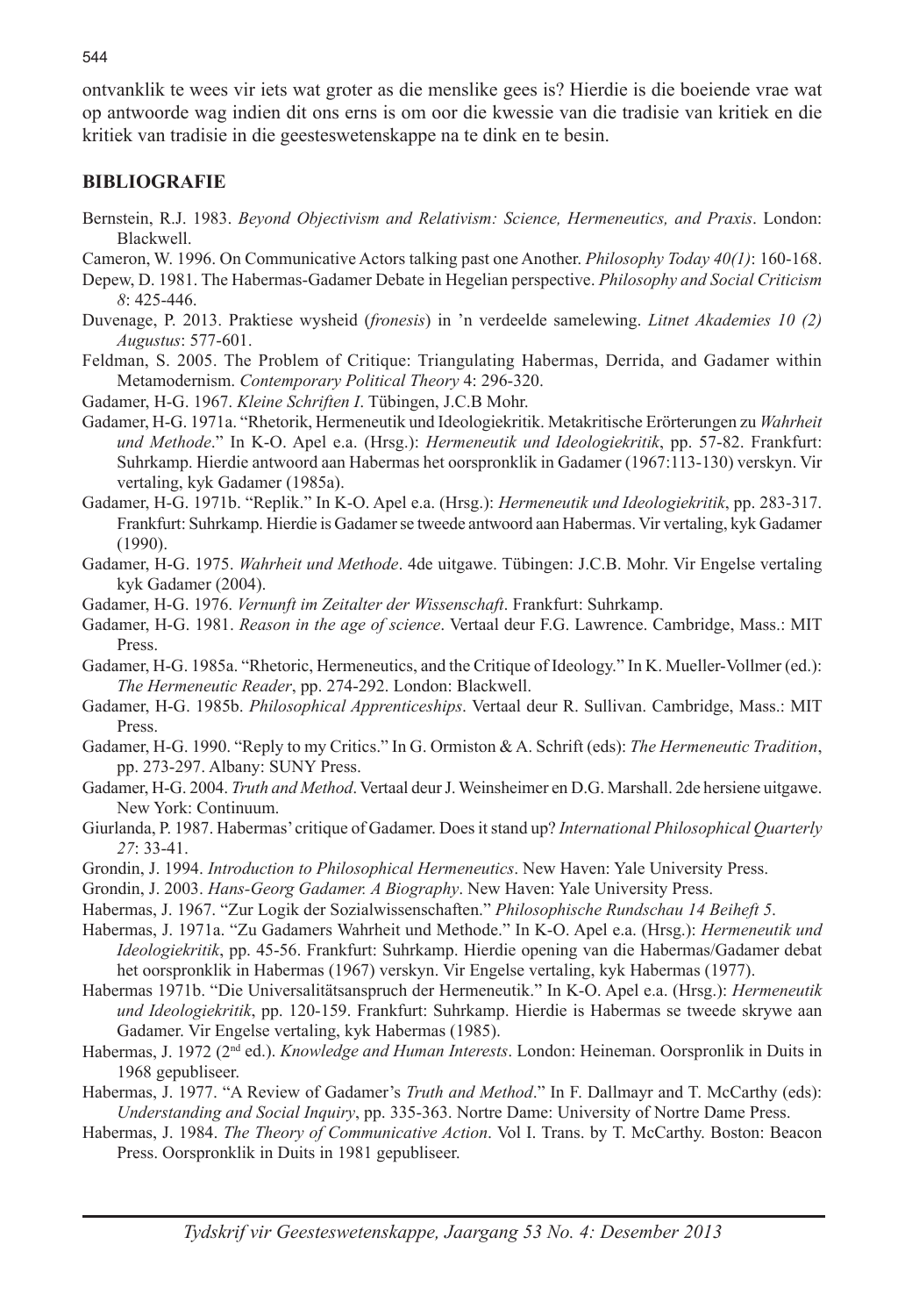ontvanklik te wees vir iets wat groter as die menslike gees is? Hierdie is die boeiende vrae wat op antwoorde wag indien dit ons erns is om oor die kwessie van die tradisie van kritiek en die kritiek van tradisie in die geesteswetenskappe na te dink en te besin.

## BIBLIOGRAFIE

Bernstein, R.J. 1983. *Beyond Objectivism and Relativism: Science, Hermeneutics, and Praxis*. London: Blackwell.

Cameron, W. 1996. On Communicative Actors talking past one Another. *Philosophy Today 40(1)*: 160-168.

Depew, D. 1981. The Habermas-Gadamer Debate in Hegelian perspective. *Philosophy and Social Criticism 8*: 425-446.

Duvenage, P. 2013. Praktiese wysheid (*fronesis*) in 'n verdeelde samelewing. *Litnet Akademies 10 (2) Augustus*: 577-601.

Feldman, S. 2005. The Problem of Critique: Triangulating Habermas, Derrida, and Gadamer within Metamodernism. *Contemporary Political Theory* 4: 296-320.

Gadamer, H-G. 1967. *Kleine Schriften I*. Tübingen, J.C.B Mohr.

Gadamer, H-G. 1971a. "Rhetorik, Hermeneutik und Ideologiekritik. Metakritische Erörterungen zu *Wahrheit und Methode*." In K-O. Apel e.a. (Hrsg.): *Hermeneutik und Ideologiekritik*, pp. 57-82. Frankfurt: Suhrkamp. Hierdie antwoord aan Habermas het oorspronklik in Gadamer (1967:113-130) verskyn. Vir vertaling, kyk Gadamer (1985a).

Gadamer, H-G. 1971b. "Replik." In K-O. Apel e.a. (Hrsg.): *Hermeneutik und Ideologiekritik*, pp. 283-317. Frankfurt: Suhrkamp. Hierdie is Gadamer se tweede antwoord aan Habermas. Vir vertaling, kyk Gadamer (1990).

Gadamer, H-G. 1975. *Wahrheit und Methode*. 4de uitgawe. Tübingen: J.C.B. Mohr. Vir Engelse vertaling kyk Gadamer (2004).

Gadamer, H-G. 1976. *Vernunft im Zeitalter der Wissenschaft*. Frankfurt: Suhrkamp.

Gadamer, H-G. 1981. *Reason in the age of science*. Vertaal deur F.G. Lawrence. Cambridge, Mass.: MIT Press.

Gadamer, H-G. 1985a. "Rhetoric, Hermeneutics, and the Critique of Ideology." In K. Mueller-Vollmer (ed.): *The Hermeneutic Reader*, pp. 274-292. London: Blackwell.

Gadamer, H-G. 1985b. *Philosophical Apprenticeships*. Vertaal deur R. Sullivan. Cambridge, Mass.: MIT Press.

Gadamer, H-G. 1990. "Reply to my Critics." In G. Ormiston & A. Schrift (eds): *The Hermeneutic Tradition*, pp. 273-297. Albany: SUNY Press.

Gadamer, H-G. 2004. *Truth and Method*. Vertaal deur J. Weinsheimer en D.G. Marshall. 2de hersiene uitgawe. New York: Continuum.

Giurlanda, P. 1987. Habermas' critique of Gadamer. Does it stand up? *International Philosophical Quarterly 27*: 33-41.

Grondin, J. 1994. *Introduction to Philosophical Hermeneutics*. New Haven: Yale University Press.

Grondin, J. 2003. *Hans-Georg Gadamer. A Biography*. New Haven: Yale University Press.

Habermas, J. 1967. "Zur Logik der Sozialwissenschaften." *Philosophische Rundschau 14 Beiheft 5*.

Habermas, J. 1971a. "Zu Gadamers Wahrheit und Methode." In K-O. Apel e.a. (Hrsg.): *Hermeneutik und Ideologiekritik*, pp. 45-56. Frankfurt: Suhrkamp. Hierdie opening van die Habermas/Gadamer debat het oorspronklik in Habermas (1967) verskyn. Vir Engelse vertaling, kyk Habermas (1977).

Habermas 1971b. "Die Universalitätsanspruch der Hermeneutik." In K-O. Apel e.a. (Hrsg.): *Hermeneutik und Ideologiekritik*, pp. 120-159. Frankfurt: Suhrkamp. Hierdie is Habermas se tweede skrywe aan Gadamer. Vir Engelse vertaling, kyk Habermas (1985).

Habermas, J. 1972 (2nd ed.). *Knowledge and Human Interests*. London: Heineman. Oorspronlik in Duits in 1968 gepubliseer.

Habermas, J. 1977. "A Review of Gadamer's *Truth and Method*." In F. Dallmayr and T. McCarthy (eds): *Understanding and Social Inquiry*, pp. 335-363. Nortre Dame: University of Nortre Dame Press.

Habermas, J. 1984. *The Theory of Communicative Action*. Vol I. Trans. by T. McCarthy. Boston: Beacon Press. Oorspronklik in Duits in 1981 gepubliseer.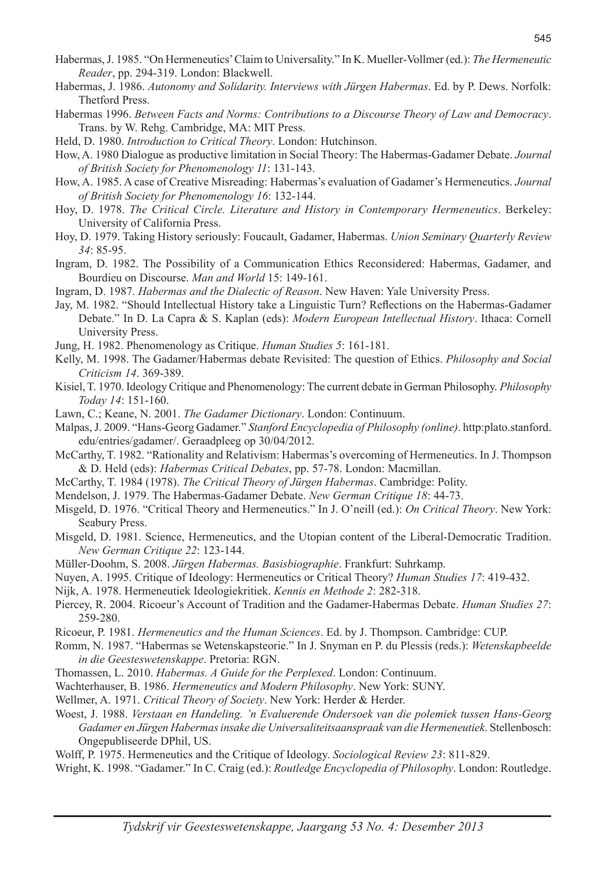Habermas, J. 1985. "On Hermeneutics' Claim to Universality." In K. Mueller-Vollmer (ed.): *The Hermeneutic Reader*, pp. 294-319. London: Blackwell.

Habermas, J. 1986. *Autonomy and Solidarity. Interviews with Jürgen Habermas*. Ed. by P. Dews. Norfolk: Thetford Press.

Habermas 1996. *Between Facts and Norms: Contributions to a Discourse Theory of Law and Democracy*. Trans. by W. Rehg. Cambridge, MA: MIT Press.

Held, D. 1980. *Introduction to Critical Theory*. London: Hutchinson.

How, A. 1980 Dialogue as productive limitation in Social Theory: The Habermas-Gadamer Debate. *Journal of British Society for Phenomenology 11*: 131-143.

How, A. 1985. A case of Creative Misreading: Habermas's evaluation of Gadamer's Hermeneutics. *Journal of British Society for Phenomenology 16*: 132-144.

Hoy, D. 1978. *The Critical Circle. Literature and History in Contemporary Hermeneutics*. Berkeley: University of California Press.

Hoy, D. 1979. Taking History seriously: Foucault, Gadamer, Habermas. *Union Seminary Quarterly Review 34*: 85-95.

Ingram, D. 1982. The Possibility of a Communication Ethics Reconsidered: Habermas, Gadamer, and Bourdieu on Discourse. *Man and World* 15: 149-161.

Ingram, D. 1987. *Habermas and the Dialectic of Reason*. New Haven: Yale University Press.

Jay, M. 1982. "Should Intellectual History take a Linguistic Turn? Reflections on the Habermas-Gadamer Debate." In D. La Capra & S. Kaplan (eds): *Modern European Intellectual History*. Ithaca: Cornell University Press.

Jung, H. 1982. Phenomenology as Critique. *Human Studies 5*: 161-181.

Kelly, M. 1998. The Gadamer/Habermas debate Revisited: The question of Ethics. *Philosophy and Social Criticism 14*. 369-389.

Kisiel, T. 1970. Ideology Critique and Phenomenology: The current debate in German Philosophy. *Philosophy Today 14*: 151-160.

Lawn, C.; Keane, N. 2001. *The Gadamer Dictionary*. London: Continuum.

Malpas, J. 2009. "Hans-Georg Gadamer." *Stanford Encyclopedia of Philosophy (online)*. http:plato.stanford.edu/entries/gadamer/. Geraadpleeg op 30/04/2012.

McCarthy, T. 1982. "Rationality and Relativism: Habermas's overcoming of Hermeneutics. In J. Thompson & D. Held (eds): *Habermas Critical Debates*, pp. 57-78. London: Macmillan.

McCarthy, T. 1984 (1978). *The Critical Theory of Jürgen Habermas*. Cambridge: Polity.

Mendelson, J. 1979. The Habermas-Gadamer Debate. *New German Critique 18*: 44-73.

Misgeld, D. 1976. "Critical Theory and Hermeneutics." In J. O'neill (ed.): *On Critical Theory*. New York: Seabury Press.

Misgeld, D. 1981. Science, Hermeneutics, and the Utopian content of the Liberal-Democratic Tradition. *New German Critique 22*: 123-144.

Müller-Doohm, S. 2008. *Jürgen Habermas. Basisbiographie*. Frankfurt: Suhrkamp.

Nuyen, A. 1995. Critique of Ideology: Hermeneutics or Critical Theory? *Human Studies 17*: 419-432.

Nijk, A. 1978. Hermeneutiek Ideologiekritiek. *Kennis en Methode 2*: 282-318.

Piercey, R. 2004. Ricoeur's Account of Tradition and the Gadamer-Habermas Debate. *Human Studies 27*: 259-280.

Ricoeur, P. 1981. *Hermeneutics and the Human Sciences*. Ed. by J. Thompson. Cambridge: CUP.

Romm, N. 1987. "Habermas se Wetenskapsteorie." In J. Snyman en P. du Plessis (reds.): *Wetenskapbeelde in die Geesteswetenskappe*. Pretoria: RGN.

Thomassen, L. 2010. *Habermas. A Guide for the Perplexed*. London: Continuum.

Wachterhauser, B. 1986. *Hermeneutics and Modern Philosophy*. New York: SUNY.

Wellmer, A. 1971. *Critical Theory of Society*. New York: Herder & Herder.

Woest, J. 1988. *Verstaan en Handeling. 'n Evaluerende Ondersoek van die polemiek tussen Hans-Georg Gadamer en Jürgen Habermas insake die Universaliteitsaanspraak van die Hermeneutiek*. Stellenbosch: Ongepubliseerde DPhil, US.

Wolff, P. 1975. Hermeneutics and the Critique of Ideology. *Sociological Review 23*: 811-829.

Wright, K. 1998. "Gadamer." In C. Craig (ed.): *Routledge Encyclopedia of Philosophy*. London: Routledge.